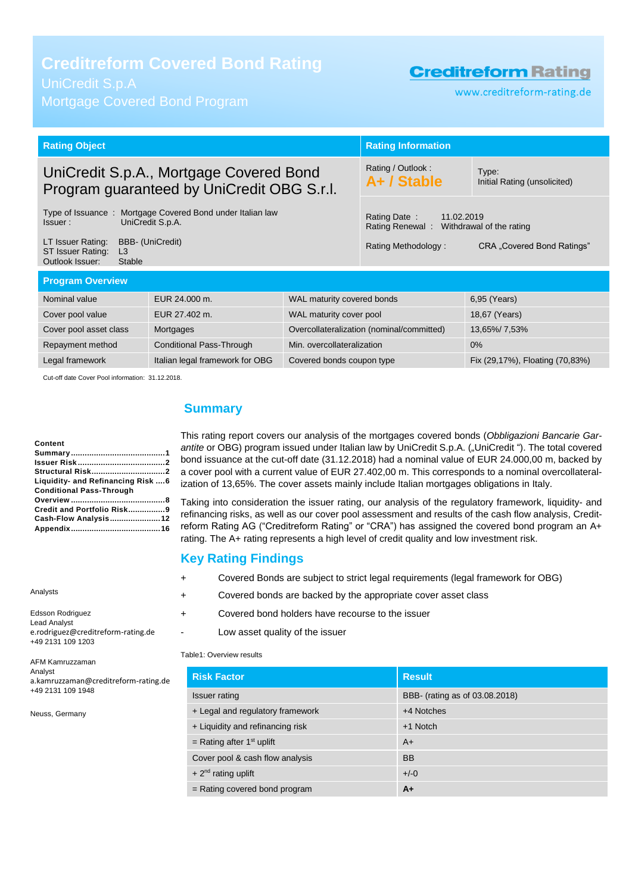# Creditreform Covered Bond Rating

UniCredit S.p.A

Mortgage Covered Bond Program

Creditreform Rating

www.creditreform-rating.de

| Rating Object | Rating Information | |
|---|---|---|
| UniCredit S.p.A., Mortgage Covered Bond Program guaranteed by UniCredit OBG S.r.l. | Rating / Outlook : **A+ / Stable** | Type: Initial Rating (unsolicited) |
| Type of Issuance : Mortgage Covered Bond under Italian law<br>Issuer : UniCredit S.p.A. | Rating Date : 11.02.2019<br>Rating Renewal : Withdrawal of the rating | |
| LT Issuer Rating: BBB- (UniCredit)<br>ST Issuer Rating: L3<br>Outlook Issuer: Stable | Rating Methodology : CRA „Covered Bond Ratings" | |

## Program Overview

| | | | |
|---|---|---|---|
| Nominal value | EUR 24.000 m. | WAL maturity covered bonds | 6,95 (Years) |
| Cover pool value | EUR 27.402 m. | WAL maturity cover pool | 18,67 (Years) |
| Cover pool asset class | Mortgages | Overcollateralization (nominal/committed) | 13,65%/ 7,53% |
| Repayment method | Conditional Pass-Through | Min. overcollateralization | 0% |
| Legal framework | Italian legal framework for OBG | Covered bonds coupon type | Fix (29,17%), Floating (70,83%) |

Cut-off date Cover Pool information: 31.12.2018.

**Content**

**Summary ........................................1**
**Issuer Risk .....................................2**
**Structural Risk ...............................2**
**Liquidity- and Refinancing Risk ....6**
**Conditional Pass-Through Overview ........................................8**
**Credit and Portfolio Risk ................9**
**Cash-Flow Analysis .....................12**
**Appendix ......................................16**

Analysts

Edsson Rodriguez
Lead Analyst
e.rodriguez@creditreform-rating.de
+49 2131 109 1203

AFM Kamruzzaman
Analyst
a.kamruzzaman@creditreform-rating.de
+49 2131 109 1948

Neuss, Germany

## Summary

This rating report covers our analysis of the mortgages covered bonds (*Obbligazioni Bancarie Garantite* or OBG) program issued under Italian law by UniCredit S.p.A. („UniCredit "). The total covered bond issuance at the cut-off date (31.12.2018) had a nominal value of EUR 24.000,00 m, backed by a cover pool with a current value of EUR 27.402,00 m. This corresponds to a nominal overcollateralization of 13,65%. The cover assets mainly include Italian mortgages obligations in Italy.

Taking into consideration the issuer rating, our analysis of the regulatory framework, liquidity- and refinancing risks, as well as our cover pool assessment and results of the cash flow analysis, Creditreform Rating AG ("Creditreform Rating" or "CRA") has assigned the covered bond program an A+ rating. The A+ rating represents a high level of credit quality and low investment risk.

## Key Rating Findings

- \+ Covered Bonds are subject to strict legal requirements (legal framework for OBG)
- \+ Covered bonds are backed by the appropriate cover asset class
- \+ Covered bond holders have recourse to the issuer
- \- Low asset quality of the issuer

Table1: Overview results

| Risk Factor | Result |
|---|---|
| Issuer rating | BBB- (rating as of 03.08.2018) |
| + Legal and regulatory framework | +4 Notches |
| + Liquidity and refinancing risk | +1 Notch |
| = Rating after 1st uplift | A+ |
| Cover pool & cash flow analysis | BB |
| + 2nd rating uplift | +/-0 |
| = Rating covered bond program | **A+** |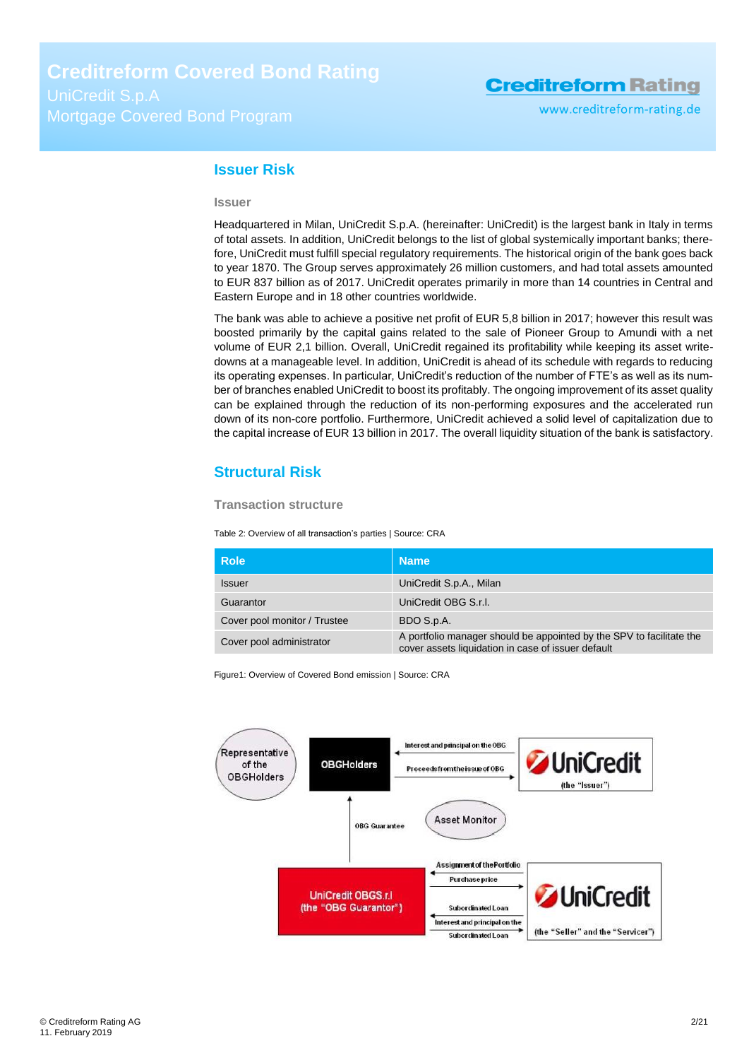## Issuer Risk

### Issuer

Headquartered in Milan, UniCredit S.p.A. (hereinafter: UniCredit) is the largest bank in Italy in terms of total assets. In addition, UniCredit belongs to the list of global systemically important banks; therefore, UniCredit must fulfill special regulatory requirements. The historical origin of the bank goes back to year 1870. The Group serves approximately 26 million customers, and had total assets amounted to EUR 837 billion as of 2017. UniCredit operates primarily in more than 14 countries in Central and Eastern Europe and in 18 other countries worldwide.

The bank was able to achieve a positive net profit of EUR 5,8 billion in 2017; however this result was boosted primarily by the capital gains related to the sale of Pioneer Group to Amundi with a net volume of EUR 2,1 billion. Overall, UniCredit regained its profitability while keeping its asset write-downs at a manageable level. In addition, UniCredit is ahead of its schedule with regards to reducing its operating expenses. In particular, UniCredit's reduction of the number of FTE's as well as its number of branches enabled UniCredit to boost its profitably. The ongoing improvement of its asset quality can be explained through the reduction of its non-performing exposures and the accelerated run down of its non-core portfolio. Furthermore, UniCredit achieved a solid level of capitalization due to the capital increase of EUR 13 billion in 2017. The overall liquidity situation of the bank is satisfactory.

## Structural Risk

### Transaction structure

Table 2: Overview of all transaction's parties | Source: CRA

| Role | Name |
|---|---|
| Issuer | UniCredit S.p.A., Milan |
| Guarantor | UniCredit OBG S.r.l. |
| Cover pool monitor / Trustee | BDO S.p.A. |
| Cover pool administrator | A portfolio manager should be appointed by the SPV to facilitate the cover assets liquidation in case of issuer default |

Figure1: Overview of Covered Bond emission | Source: CRA

Representative of the OBGHolders

OBGHolders

Interest and principal on the OBG

Proceeds from the issue of OBG

UniCredit (the "Issuer")

OBG Guarantee

Asset Monitor

UniCredit OBGS.r.l (the "OBG Guarantor")

Assignment of the Portfolio

Purchase price

Subordinated Loan

Interest and principal on the Subordinated Loan

UniCredit (the "Seller" and the "Servicer")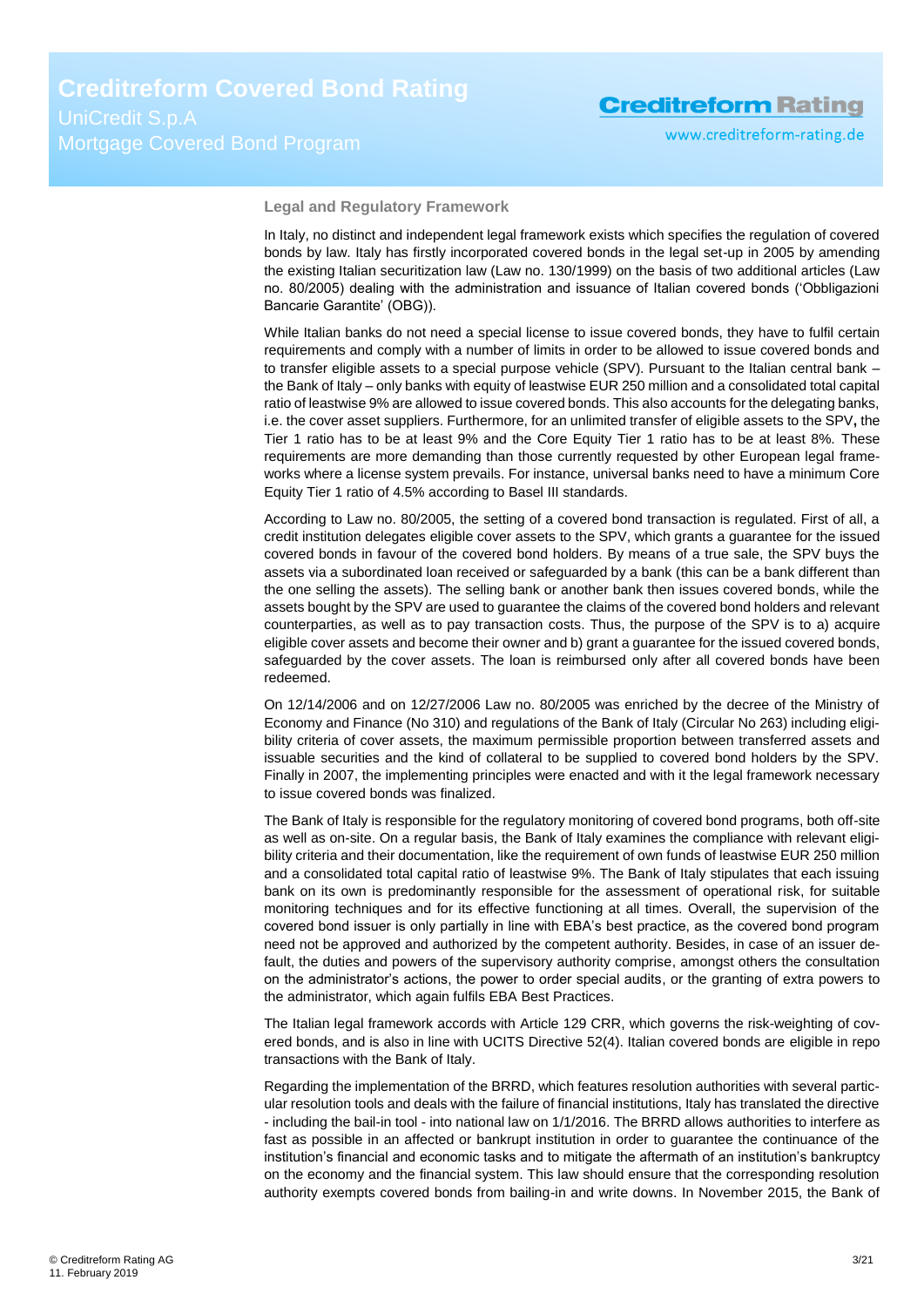## Legal and Regulatory Framework

In Italy, no distinct and independent legal framework exists which specifies the regulation of covered bonds by law. Italy has firstly incorporated covered bonds in the legal set-up in 2005 by amending the existing Italian securitization law (Law no. 130/1999) on the basis of two additional articles (Law no. 80/2005) dealing with the administration and issuance of Italian covered bonds ('Obbligazioni Bancarie Garantite' (OBG)).

While Italian banks do not need a special license to issue covered bonds, they have to fulfil certain requirements and comply with a number of limits in order to be allowed to issue covered bonds and to transfer eligible assets to a special purpose vehicle (SPV). Pursuant to the Italian central bank – the Bank of Italy – only banks with equity of leastwise EUR 250 million and a consolidated total capital ratio of leastwise 9% are allowed to issue covered bonds. This also accounts for the delegating banks, i.e. the cover asset suppliers. Furthermore, for an unlimited transfer of eligible assets to the SPV**,** the Tier 1 ratio has to be at least 9% and the Core Equity Tier 1 ratio has to be at least 8%. These requirements are more demanding than those currently requested by other European legal frameworks where a license system prevails. For instance, universal banks need to have a minimum Core Equity Tier 1 ratio of 4.5% according to Basel III standards.

According to Law no. 80/2005, the setting of a covered bond transaction is regulated. First of all, a credit institution delegates eligible cover assets to the SPV, which grants a guarantee for the issued covered bonds in favour of the covered bond holders. By means of a true sale, the SPV buys the assets via a subordinated loan received or safeguarded by a bank (this can be a bank different than the one selling the assets). The selling bank or another bank then issues covered bonds, while the assets bought by the SPV are used to guarantee the claims of the covered bond holders and relevant counterparties, as well as to pay transaction costs. Thus, the purpose of the SPV is to a) acquire eligible cover assets and become their owner and b) grant a guarantee for the issued covered bonds, safeguarded by the cover assets. The loan is reimbursed only after all covered bonds have been redeemed.

On 12/14/2006 and on 12/27/2006 Law no. 80/2005 was enriched by the decree of the Ministry of Economy and Finance (No 310) and regulations of the Bank of Italy (Circular No 263) including eligibility criteria of cover assets, the maximum permissible proportion between transferred assets and issuable securities and the kind of collateral to be supplied to covered bond holders by the SPV. Finally in 2007, the implementing principles were enacted and with it the legal framework necessary to issue covered bonds was finalized.

The Bank of Italy is responsible for the regulatory monitoring of covered bond programs, both off-site as well as on-site. On a regular basis, the Bank of Italy examines the compliance with relevant eligibility criteria and their documentation, like the requirement of own funds of leastwise EUR 250 million and a consolidated total capital ratio of leastwise 9%. The Bank of Italy stipulates that each issuing bank on its own is predominantly responsible for the assessment of operational risk, for suitable monitoring techniques and for its effective functioning at all times. Overall, the supervision of the covered bond issuer is only partially in line with EBA's best practice, as the covered bond program need not be approved and authorized by the competent authority. Besides, in case of an issuer default, the duties and powers of the supervisory authority comprise, amongst others the consultation on the administrator's actions, the power to order special audits, or the granting of extra powers to the administrator, which again fulfils EBA Best Practices.

The Italian legal framework accords with Article 129 CRR, which governs the risk-weighting of covered bonds, and is also in line with UCITS Directive 52(4). Italian covered bonds are eligible in repo transactions with the Bank of Italy.

Regarding the implementation of the BRRD, which features resolution authorities with several particular resolution tools and deals with the failure of financial institutions, Italy has translated the directive - including the bail-in tool - into national law on 1/1/2016. The BRRD allows authorities to interfere as fast as possible in an affected or bankrupt institution in order to guarantee the continuance of the institution's financial and economic tasks and to mitigate the aftermath of an institution's bankruptcy on the economy and the financial system. This law should ensure that the corresponding resolution authority exempts covered bonds from bailing-in and write downs. In November 2015, the Bank of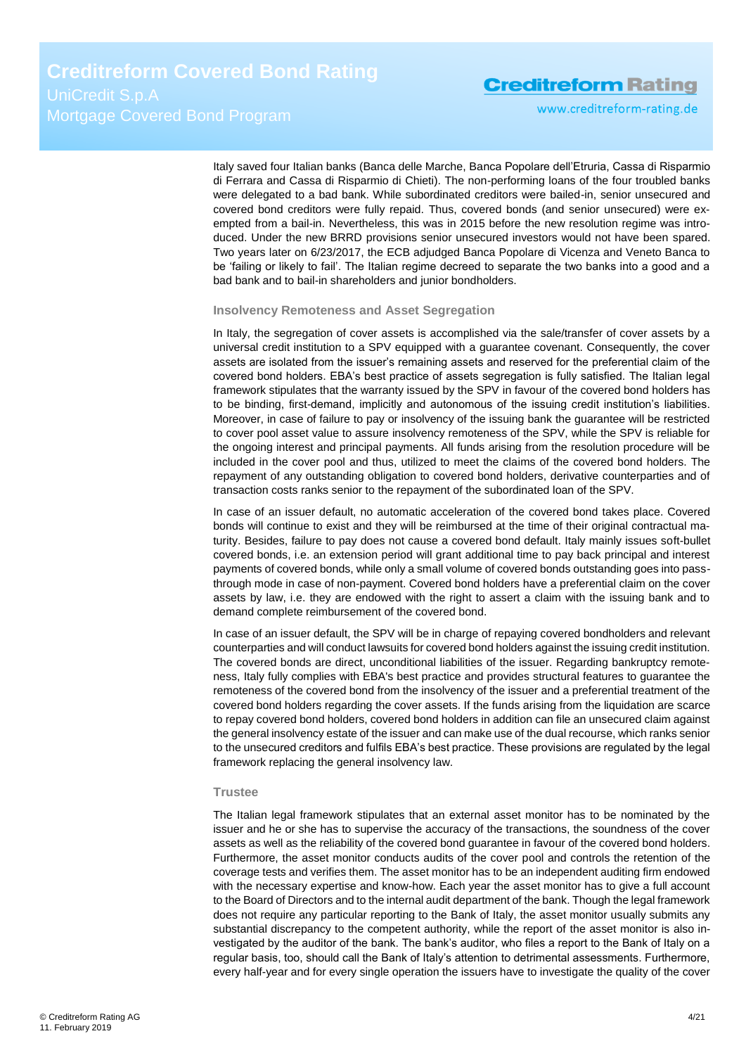Italy saved four Italian banks (Banca delle Marche, Banca Popolare dell'Etruria, Cassa di Risparmio di Ferrara and Cassa di Risparmio di Chieti). The non-performing loans of the four troubled banks were delegated to a bad bank. While subordinated creditors were bailed-in, senior unsecured and covered bond creditors were fully repaid. Thus, covered bonds (and senior unsecured) were exempted from a bail-in. Nevertheless, this was in 2015 before the new resolution regime was introduced. Under the new BRRD provisions senior unsecured investors would not have been spared. Two years later on 6/23/2017, the ECB adjudged Banca Popolare di Vicenza and Veneto Banca to be 'failing or likely to fail'. The Italian regime decreed to separate the two banks into a good and a bad bank and to bail-in shareholders and junior bondholders.

### Insolvency Remoteness and Asset Segregation

In Italy, the segregation of cover assets is accomplished via the sale/transfer of cover assets by a universal credit institution to a SPV equipped with a guarantee covenant. Consequently, the cover assets are isolated from the issuer's remaining assets and reserved for the preferential claim of the covered bond holders. EBA's best practice of assets segregation is fully satisfied. The Italian legal framework stipulates that the warranty issued by the SPV in favour of the covered bond holders has to be binding, first-demand, implicitly and autonomous of the issuing credit institution's liabilities. Moreover, in case of failure to pay or insolvency of the issuing bank the guarantee will be restricted to cover pool asset value to assure insolvency remoteness of the SPV, while the SPV is reliable for the ongoing interest and principal payments. All funds arising from the resolution procedure will be included in the cover pool and thus, utilized to meet the claims of the covered bond holders. The repayment of any outstanding obligation to covered bond holders, derivative counterparties and of transaction costs ranks senior to the repayment of the subordinated loan of the SPV.

In case of an issuer default, no automatic acceleration of the covered bond takes place. Covered bonds will continue to exist and they will be reimbursed at the time of their original contractual maturity. Besides, failure to pay does not cause a covered bond default. Italy mainly issues soft-bullet covered bonds, i.e. an extension period will grant additional time to pay back principal and interest payments of covered bonds, while only a small volume of covered bonds outstanding goes into pass-through mode in case of non-payment. Covered bond holders have a preferential claim on the cover assets by law, i.e. they are endowed with the right to assert a claim with the issuing bank and to demand complete reimbursement of the covered bond.

In case of an issuer default, the SPV will be in charge of repaying covered bondholders and relevant counterparties and will conduct lawsuits for covered bond holders against the issuing credit institution. The covered bonds are direct, unconditional liabilities of the issuer. Regarding bankruptcy remoteness, Italy fully complies with EBA's best practice and provides structural features to guarantee the remoteness of the covered bond from the insolvency of the issuer and a preferential treatment of the covered bond holders regarding the cover assets. If the funds arising from the liquidation are scarce to repay covered bond holders, covered bond holders in addition can file an unsecured claim against the general insolvency estate of the issuer and can make use of the dual recourse, which ranks senior to the unsecured creditors and fulfils EBA's best practice. These provisions are regulated by the legal framework replacing the general insolvency law.

### Trustee

The Italian legal framework stipulates that an external asset monitor has to be nominated by the issuer and he or she has to supervise the accuracy of the transactions, the soundness of the cover assets as well as the reliability of the covered bond guarantee in favour of the covered bond holders. Furthermore, the asset monitor conducts audits of the cover pool and controls the retention of the coverage tests and verifies them. The asset monitor has to be an independent auditing firm endowed with the necessary expertise and know-how. Each year the asset monitor has to give a full account to the Board of Directors and to the internal audit department of the bank. Though the legal framework does not require any particular reporting to the Bank of Italy, the asset monitor usually submits any substantial discrepancy to the competent authority, while the report of the asset monitor is also investigated by the auditor of the bank. The bank's auditor, who files a report to the Bank of Italy on a regular basis, too, should call the Bank of Italy's attention to detrimental assessments. Furthermore, every half-year and for every single operation the issuers have to investigate the quality of the cover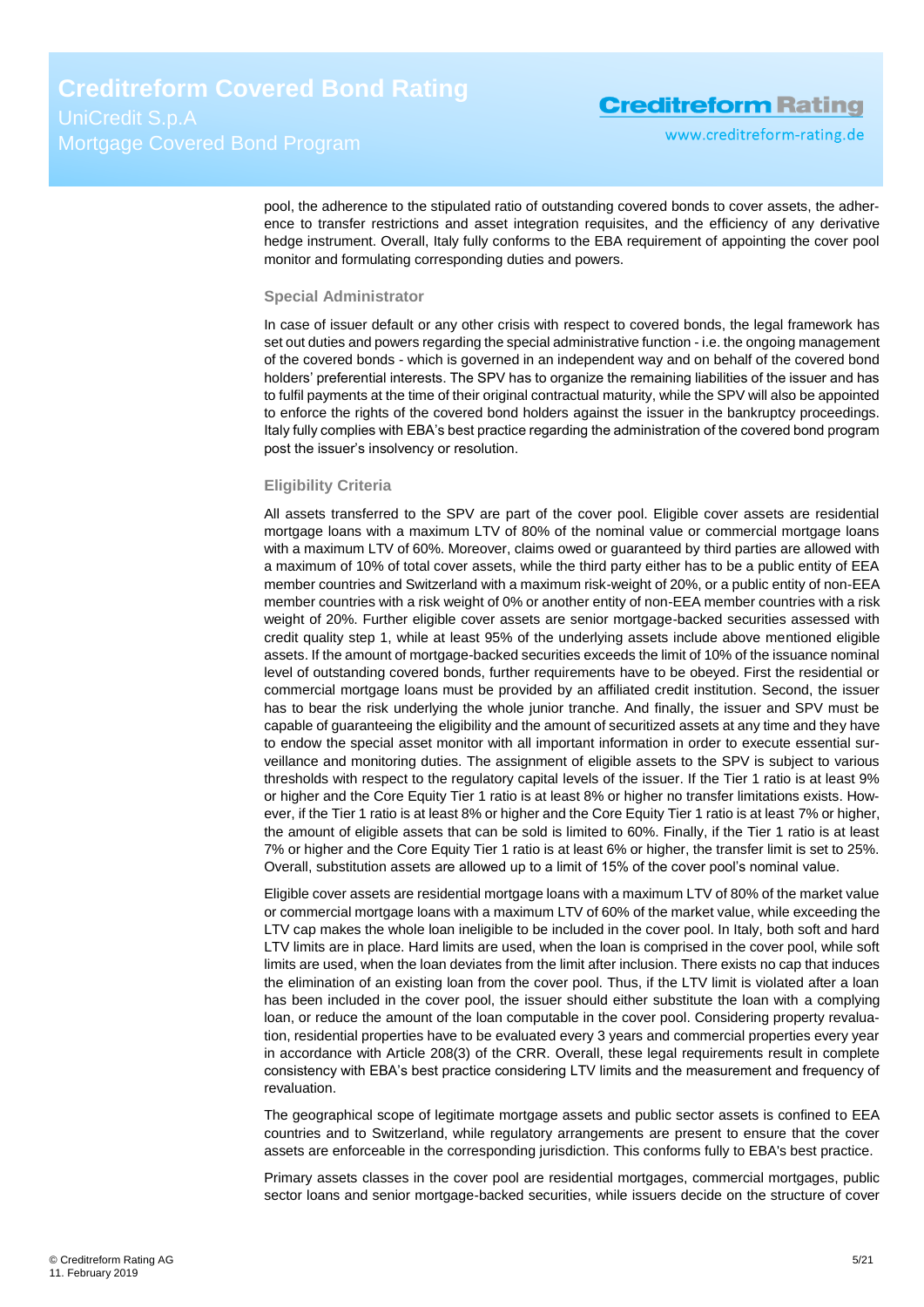pool, the adherence to the stipulated ratio of outstanding covered bonds to cover assets, the adherence to transfer restrictions and asset integration requisites, and the efficiency of any derivative hedge instrument. Overall, Italy fully conforms to the EBA requirement of appointing the cover pool monitor and formulating corresponding duties and powers.

### Special Administrator

In case of issuer default or any other crisis with respect to covered bonds, the legal framework has set out duties and powers regarding the special administrative function - i.e. the ongoing management of the covered bonds - which is governed in an independent way and on behalf of the covered bond holders' preferential interests. The SPV has to organize the remaining liabilities of the issuer and has to fulfil payments at the time of their original contractual maturity, while the SPV will also be appointed to enforce the rights of the covered bond holders against the issuer in the bankruptcy proceedings. Italy fully complies with EBA's best practice regarding the administration of the covered bond program post the issuer's insolvency or resolution.

### Eligibility Criteria

All assets transferred to the SPV are part of the cover pool. Eligible cover assets are residential mortgage loans with a maximum LTV of 80% of the nominal value or commercial mortgage loans with a maximum LTV of 60%. Moreover, claims owed or guaranteed by third parties are allowed with a maximum of 10% of total cover assets, while the third party either has to be a public entity of EEA member countries and Switzerland with a maximum risk-weight of 20%, or a public entity of non-EEA member countries with a risk weight of 0% or another entity of non-EEA member countries with a risk weight of 20%. Further eligible cover assets are senior mortgage-backed securities assessed with credit quality step 1, while at least 95% of the underlying assets include above mentioned eligible assets. If the amount of mortgage-backed securities exceeds the limit of 10% of the issuance nominal level of outstanding covered bonds, further requirements have to be obeyed. First the residential or commercial mortgage loans must be provided by an affiliated credit institution. Second, the issuer has to bear the risk underlying the whole junior tranche. And finally, the issuer and SPV must be capable of guaranteeing the eligibility and the amount of securitized assets at any time and they have to endow the special asset monitor with all important information in order to execute essential surveillance and monitoring duties. The assignment of eligible assets to the SPV is subject to various thresholds with respect to the regulatory capital levels of the issuer. If the Tier 1 ratio is at least 9% or higher and the Core Equity Tier 1 ratio is at least 8% or higher no transfer limitations exists. However, if the Tier 1 ratio is at least 8% or higher and the Core Equity Tier 1 ratio is at least 7% or higher, the amount of eligible assets that can be sold is limited to 60%. Finally, if the Tier 1 ratio is at least 7% or higher and the Core Equity Tier 1 ratio is at least 6% or higher, the transfer limit is set to 25%. Overall, substitution assets are allowed up to a limit of 15% of the cover pool's nominal value.

Eligible cover assets are residential mortgage loans with a maximum LTV of 80% of the market value or commercial mortgage loans with a maximum LTV of 60% of the market value, while exceeding the LTV cap makes the whole loan ineligible to be included in the cover pool. In Italy, both soft and hard LTV limits are in place. Hard limits are used, when the loan is comprised in the cover pool, while soft limits are used, when the loan deviates from the limit after inclusion. There exists no cap that induces the elimination of an existing loan from the cover pool. Thus, if the LTV limit is violated after a loan has been included in the cover pool, the issuer should either substitute the loan with a complying loan, or reduce the amount of the loan computable in the cover pool. Considering property revaluation, residential properties have to be evaluated every 3 years and commercial properties every year in accordance with Article 208(3) of the CRR. Overall, these legal requirements result in complete consistency with EBA's best practice considering LTV limits and the measurement and frequency of revaluation.

The geographical scope of legitimate mortgage assets and public sector assets is confined to EEA countries and to Switzerland, while regulatory arrangements are present to ensure that the cover assets are enforceable in the corresponding jurisdiction. This conforms fully to EBA's best practice.

Primary assets classes in the cover pool are residential mortgages, commercial mortgages, public sector loans and senior mortgage-backed securities, while issuers decide on the structure of cover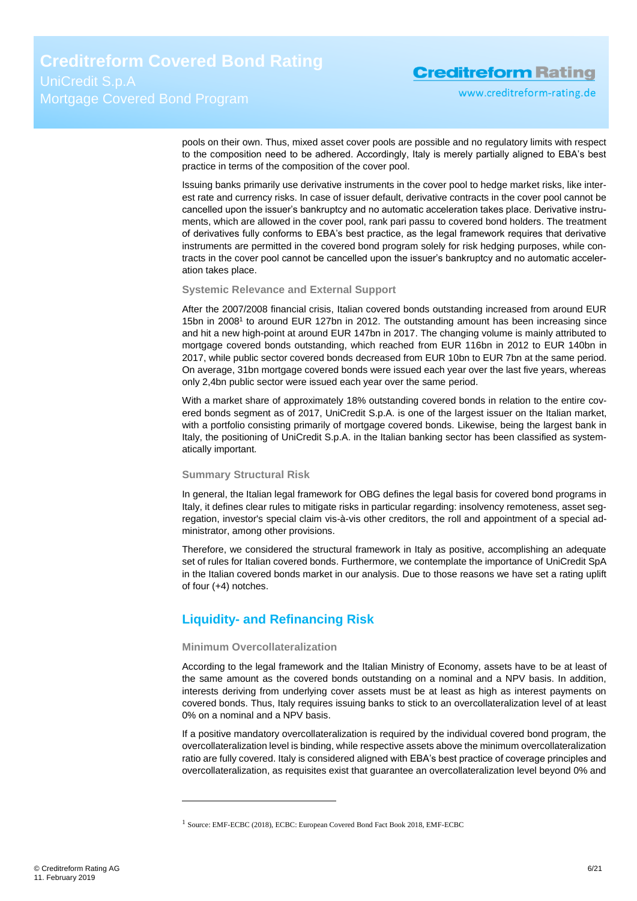pools on their own. Thus, mixed asset cover pools are possible and no regulatory limits with respect to the composition need to be adhered. Accordingly, Italy is merely partially aligned to EBA's best practice in terms of the composition of the cover pool.

Issuing banks primarily use derivative instruments in the cover pool to hedge market risks, like interest rate and currency risks. In case of issuer default, derivative contracts in the cover pool cannot be cancelled upon the issuer's bankruptcy and no automatic acceleration takes place. Derivative instruments, which are allowed in the cover pool, rank pari passu to covered bond holders. The treatment of derivatives fully conforms to EBA's best practice, as the legal framework requires that derivative instruments are permitted in the covered bond program solely for risk hedging purposes, while contracts in the cover pool cannot be cancelled upon the issuer's bankruptcy and no automatic acceleration takes place.

### Systemic Relevance and External Support

After the 2007/2008 financial crisis, Italian covered bonds outstanding increased from around EUR 15bn in 2008[1] to around EUR 127bn in 2012. The outstanding amount has been increasing since and hit a new high-point at around EUR 147bn in 2017. The changing volume is mainly attributed to mortgage covered bonds outstanding, which reached from EUR 116bn in 2012 to EUR 140bn in 2017, while public sector covered bonds decreased from EUR 10bn to EUR 7bn at the same period. On average, 31bn mortgage covered bonds were issued each year over the last five years, whereas only 2,4bn public sector were issued each year over the same period.

With a market share of approximately 18% outstanding covered bonds in relation to the entire covered bonds segment as of 2017, UniCredit S.p.A. is one of the largest issuer on the Italian market, with a portfolio consisting primarily of mortgage covered bonds. Likewise, being the largest bank in Italy, the positioning of UniCredit S.p.A. in the Italian banking sector has been classified as systematically important.

### Summary Structural Risk

In general, the Italian legal framework for OBG defines the legal basis for covered bond programs in Italy, it defines clear rules to mitigate risks in particular regarding: insolvency remoteness, asset segregation, investor's special claim vis-à-vis other creditors, the roll and appointment of a special administrator, among other provisions.

Therefore, we considered the structural framework in Italy as positive, accomplishing an adequate set of rules for Italian covered bonds. Furthermore, we contemplate the importance of UniCredit SpA in the Italian covered bonds market in our analysis. Due to those reasons we have set a rating uplift of four (+4) notches.

## Liquidity- and Refinancing Risk

### Minimum Overcollateralization

According to the legal framework and the Italian Ministry of Economy, assets have to be at least of the same amount as the covered bonds outstanding on a nominal and a NPV basis. In addition, interests deriving from underlying cover assets must be at least as high as interest payments on covered bonds. Thus, Italy requires issuing banks to stick to an overcollateralization level of at least 0% on a nominal and a NPV basis.

If a positive mandatory overcollateralization is required by the individual covered bond program, the overcollateralization level is binding, while respective assets above the minimum overcollateralization ratio are fully covered. Italy is considered aligned with EBA's best practice of coverage principles and overcollateralization, as requisites exist that guarantee an overcollateralization level beyond 0% and

---

[1] Source: EMF-ECBC (2018), ECBC: European Covered Bond Fact Book 2018, EMF-ECBC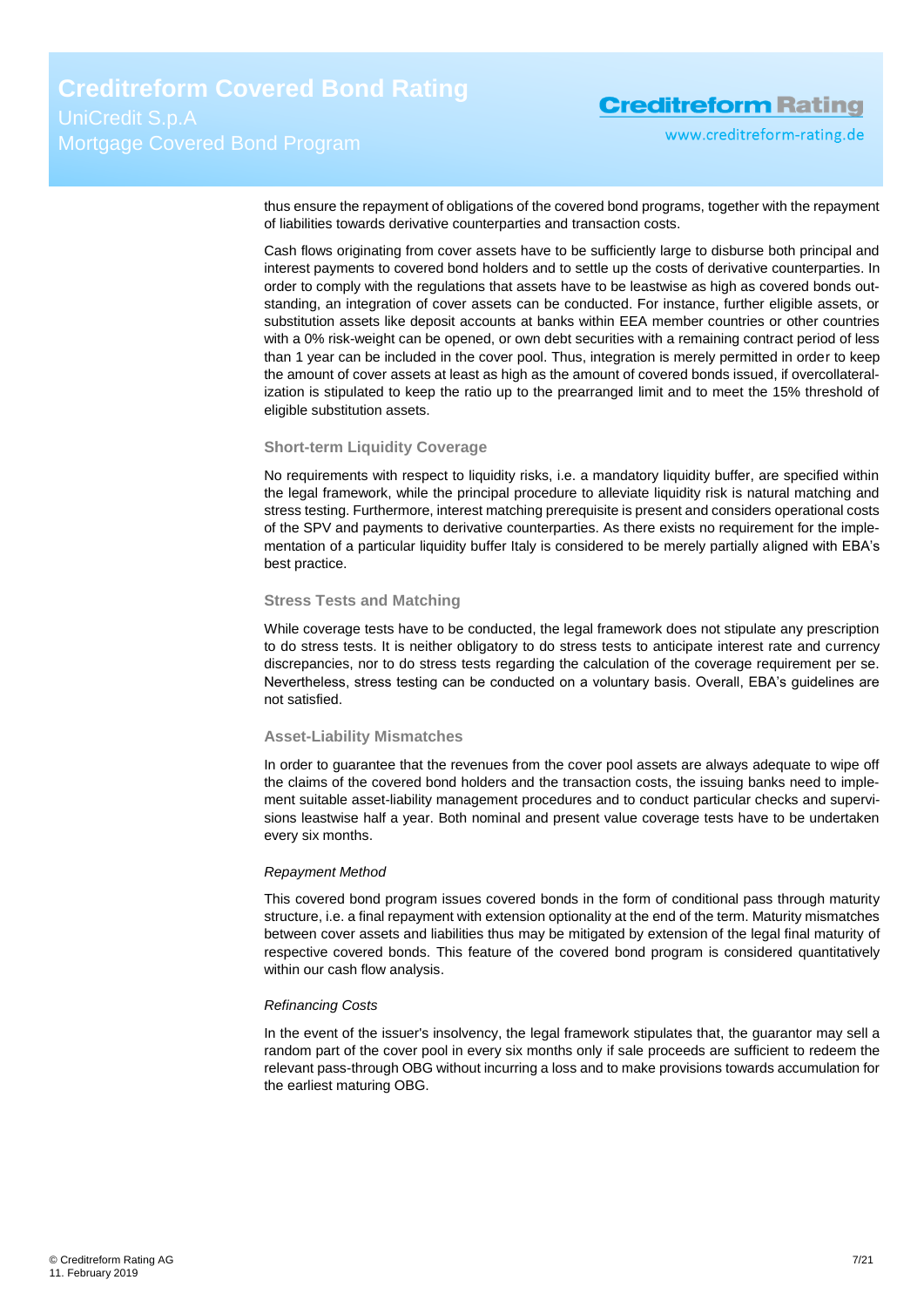thus ensure the repayment of obligations of the covered bond programs, together with the repayment of liabilities towards derivative counterparties and transaction costs.

Cash flows originating from cover assets have to be sufficiently large to disburse both principal and interest payments to covered bond holders and to settle up the costs of derivative counterparties. In order to comply with the regulations that assets have to be leastwise as high as covered bonds outstanding, an integration of cover assets can be conducted. For instance, further eligible assets, or substitution assets like deposit accounts at banks within EEA member countries or other countries with a 0% risk-weight can be opened, or own debt securities with a remaining contract period of less than 1 year can be included in the cover pool. Thus, integration is merely permitted in order to keep the amount of cover assets at least as high as the amount of covered bonds issued, if overcollateralization is stipulated to keep the ratio up to the prearranged limit and to meet the 15% threshold of eligible substitution assets.

### Short-term Liquidity Coverage

No requirements with respect to liquidity risks, i.e. a mandatory liquidity buffer, are specified within the legal framework, while the principal procedure to alleviate liquidity risk is natural matching and stress testing. Furthermore, interest matching prerequisite is present and considers operational costs of the SPV and payments to derivative counterparties. As there exists no requirement for the implementation of a particular liquidity buffer Italy is considered to be merely partially aligned with EBA's best practice.

### Stress Tests and Matching

While coverage tests have to be conducted, the legal framework does not stipulate any prescription to do stress tests. It is neither obligatory to do stress tests to anticipate interest rate and currency discrepancies, nor to do stress tests regarding the calculation of the coverage requirement per se. Nevertheless, stress testing can be conducted on a voluntary basis. Overall, EBA's guidelines are not satisfied.

### Asset-Liability Mismatches

In order to guarantee that the revenues from the cover pool assets are always adequate to wipe off the claims of the covered bond holders and the transaction costs, the issuing banks need to implement suitable asset-liability management procedures and to conduct particular checks and supervisions leastwise half a year. Both nominal and present value coverage tests have to be undertaken every six months.

*Repayment Method*

This covered bond program issues covered bonds in the form of conditional pass through maturity structure, i.e. a final repayment with extension optionality at the end of the term. Maturity mismatches between cover assets and liabilities thus may be mitigated by extension of the legal final maturity of respective covered bonds. This feature of the covered bond program is considered quantitatively within our cash flow analysis.

*Refinancing Costs*

In the event of the issuer's insolvency, the legal framework stipulates that, the guarantor may sell a random part of the cover pool in every six months only if sale proceeds are sufficient to redeem the relevant pass-through OBG without incurring a loss and to make provisions towards accumulation for the earliest maturing OBG.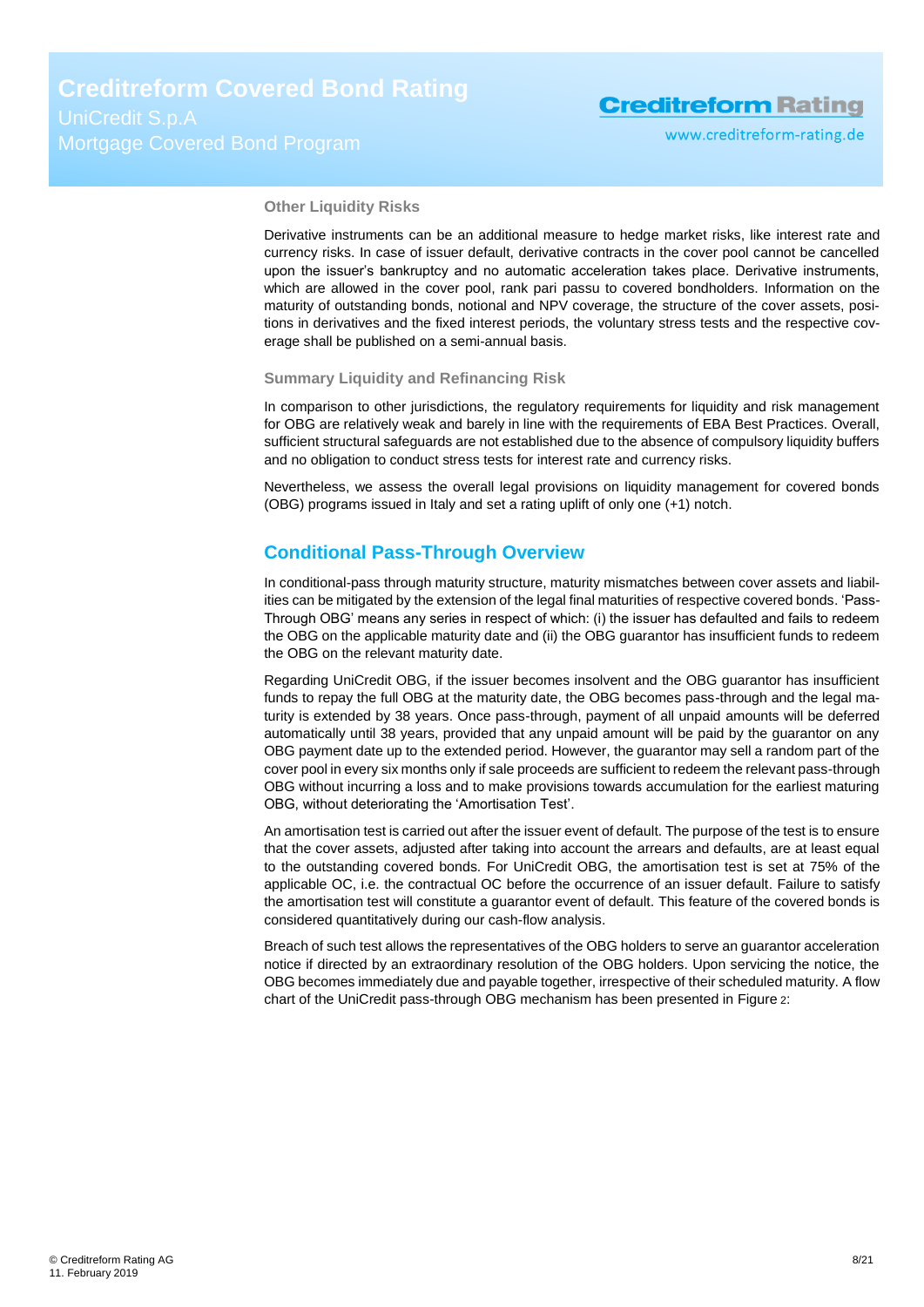### Other Liquidity Risks

Derivative instruments can be an additional measure to hedge market risks, like interest rate and currency risks. In case of issuer default, derivative contracts in the cover pool cannot be cancelled upon the issuer's bankruptcy and no automatic acceleration takes place. Derivative instruments, which are allowed in the cover pool, rank pari passu to covered bondholders. Information on the maturity of outstanding bonds, notional and NPV coverage, the structure of the cover assets, positions in derivatives and the fixed interest periods, the voluntary stress tests and the respective coverage shall be published on a semi-annual basis.

### Summary Liquidity and Refinancing Risk

In comparison to other jurisdictions, the regulatory requirements for liquidity and risk management for OBG are relatively weak and barely in line with the requirements of EBA Best Practices. Overall, sufficient structural safeguards are not established due to the absence of compulsory liquidity buffers and no obligation to conduct stress tests for interest rate and currency risks.

Nevertheless, we assess the overall legal provisions on liquidity management for covered bonds (OBG) programs issued in Italy and set a rating uplift of only one (+1) notch.

## Conditional Pass-Through Overview

In conditional-pass through maturity structure, maturity mismatches between cover assets and liabilities can be mitigated by the extension of the legal final maturities of respective covered bonds. 'Pass-Through OBG' means any series in respect of which: (i) the issuer has defaulted and fails to redeem the OBG on the applicable maturity date and (ii) the OBG guarantor has insufficient funds to redeem the OBG on the relevant maturity date.

Regarding UniCredit OBG, if the issuer becomes insolvent and the OBG guarantor has insufficient funds to repay the full OBG at the maturity date, the OBG becomes pass-through and the legal maturity is extended by 38 years. Once pass-through, payment of all unpaid amounts will be deferred automatically until 38 years, provided that any unpaid amount will be paid by the guarantor on any OBG payment date up to the extended period. However, the guarantor may sell a random part of the cover pool in every six months only if sale proceeds are sufficient to redeem the relevant pass-through OBG without incurring a loss and to make provisions towards accumulation for the earliest maturing OBG, without deteriorating the 'Amortisation Test'.

An amortisation test is carried out after the issuer event of default. The purpose of the test is to ensure that the cover assets, adjusted after taking into account the arrears and defaults, are at least equal to the outstanding covered bonds. For UniCredit OBG, the amortisation test is set at 75% of the applicable OC, i.e. the contractual OC before the occurrence of an issuer default. Failure to satisfy the amortisation test will constitute a guarantor event of default. This feature of the covered bonds is considered quantitatively during our cash-flow analysis.

Breach of such test allows the representatives of the OBG holders to serve an guarantor acceleration notice if directed by an extraordinary resolution of the OBG holders. Upon servicing the notice, the OBG becomes immediately due and payable together, irrespective of their scheduled maturity. A flow chart of the UniCredit pass-through OBG mechanism has been presented in Figure 2: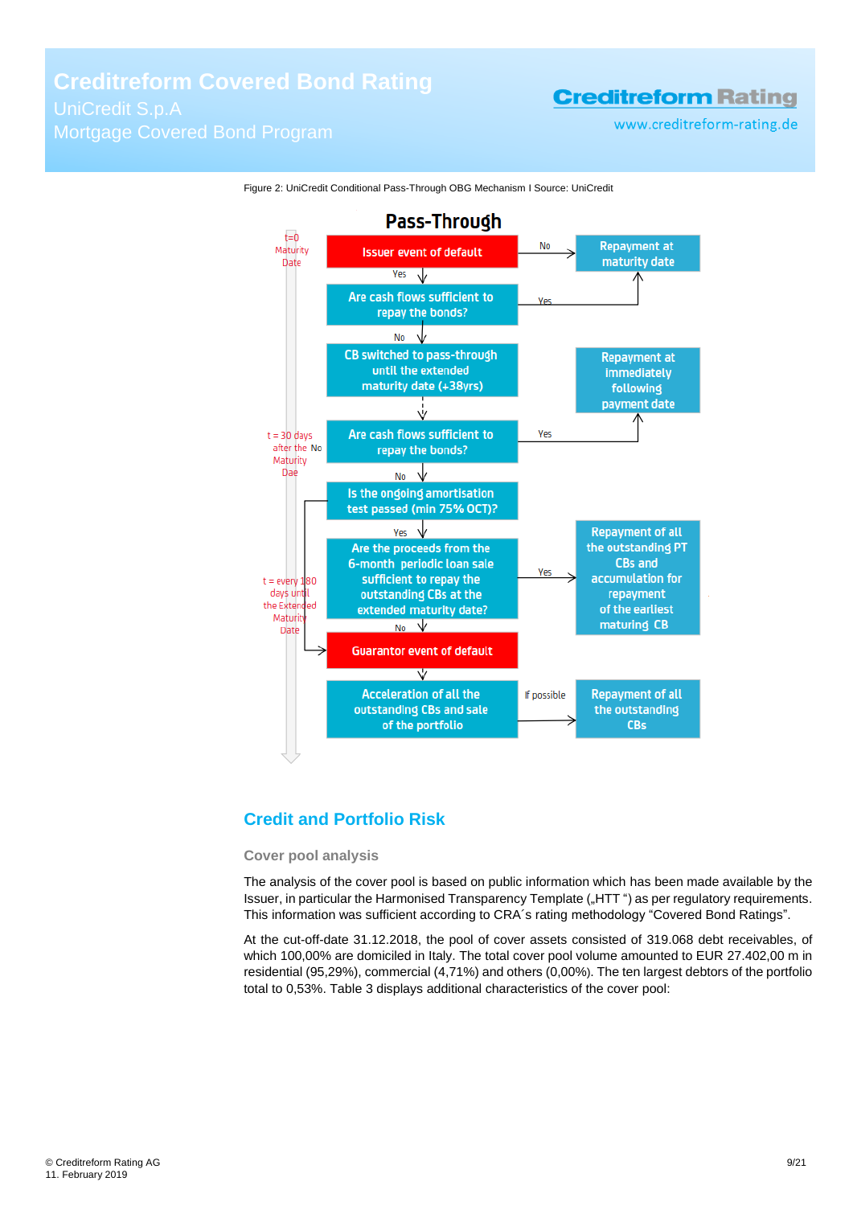Figure 2: UniCredit Conditional Pass-Through OBG Mechanism I Source: UniCredit

**Pass-Through**

- t=0 Maturity Date
  - Issuer event of default
    - No → Repayment at maturity date
    - Yes → Are cash flows sufficient to repay the bonds?
      - Yes → Repayment at maturity date
      - No → CB switched to pass-through until the extended maturity date (+38yrs)
- t = 30 days after the Maturity Dae
  - Are cash flows sufficient to repay the bonds?
    - Yes → Repayment at immediately following payment date
    - No → Is the ongoing amortisation test passed (min 75% OCT)?
      - No → Guarantor event of default
      - Yes → Are the proceeds from the 6-month periodic loan sale sufficient to repay the outstanding CBs at the extended maturity date?
        - Yes → Repayment of all the outstanding PT CBs and accumulation for repayment of the earliest maturing CB
        - No → Guarantor event of default
- t = every 180 days until the Extended Maturity Date
  - Guarantor event of default → Acceleration of all the outstanding CBs and sale of the portfolio
    - If possible → Repayment of all the outstanding CBs

## Credit and Portfolio Risk

### Cover pool analysis

The analysis of the cover pool is based on public information which has been made available by the Issuer, in particular the Harmonised Transparency Template („HTT“) as per regulatory requirements. This information was sufficient according to CRA´s rating methodology “Covered Bond Ratings”.

At the cut-off-date 31.12.2018, the pool of cover assets consisted of 319.068 debt receivables, of which 100,00% are domiciled in Italy. The total cover pool volume amounted to EUR 27.402,00 m in residential (95,29%), commercial (4,71%) and others (0,00%). The ten largest debtors of the portfolio total to 0,53%. Table 3 displays additional characteristics of the cover pool: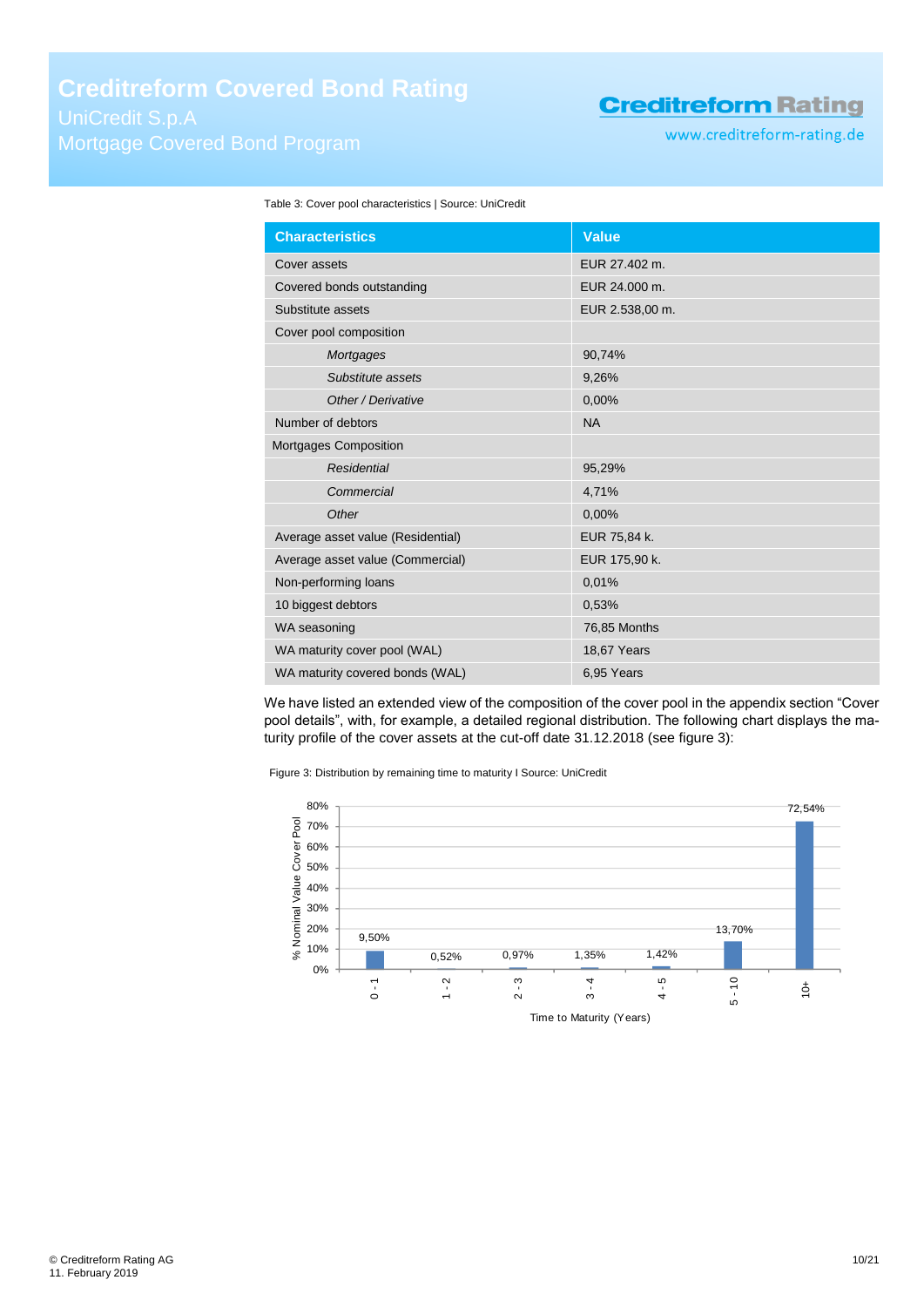Table 3: Cover pool characteristics | Source: UniCredit

| Characteristics | Value |
|---|---|
| Cover assets | EUR 27.402 m. |
| Covered bonds outstanding | EUR 24.000 m. |
| Substitute assets | EUR 2.538,00 m. |
| Cover pool composition | |
| *Mortgages* | 90,74% |
| *Substitute assets* | 9,26% |
| *Other / Derivative* | 0,00% |
| Number of debtors | NA |
| Mortgages Composition | |
| *Residential* | 95,29% |
| *Commercial* | 4,71% |
| *Other* | 0,00% |
| Average asset value (Residential) | EUR 75,84 k. |
| Average asset value (Commercial) | EUR 175,90 k. |
| Non-performing loans | 0,01% |
| 10 biggest debtors | 0,53% |
| WA seasoning | 76,85 Months |
| WA maturity cover pool (WAL) | 18,67 Years |
| WA maturity covered bonds (WAL) | 6,95 Years |

We have listed an extended view of the composition of the cover pool in the appendix section “Cover pool details”, with, for example, a detailed regional distribution. The following chart displays the maturity profile of the cover assets at the cut-off date 31.12.2018 (see figure 3):

Figure 3: Distribution by remaining time to maturity I Source: UniCredit

| Time to Maturity (Years) | % Nominal Value Cover Pool |
|---|---|
| 0 - 1 | 9,50% |
| 1 - 2 | 0,52% |
| 2 - 3 | 0,97% |
| 3 - 4 | 1,35% |
| 4 - 5 | 1,42% |
| 5 - 10 | 13,70% |
| 10+ | 72,54% |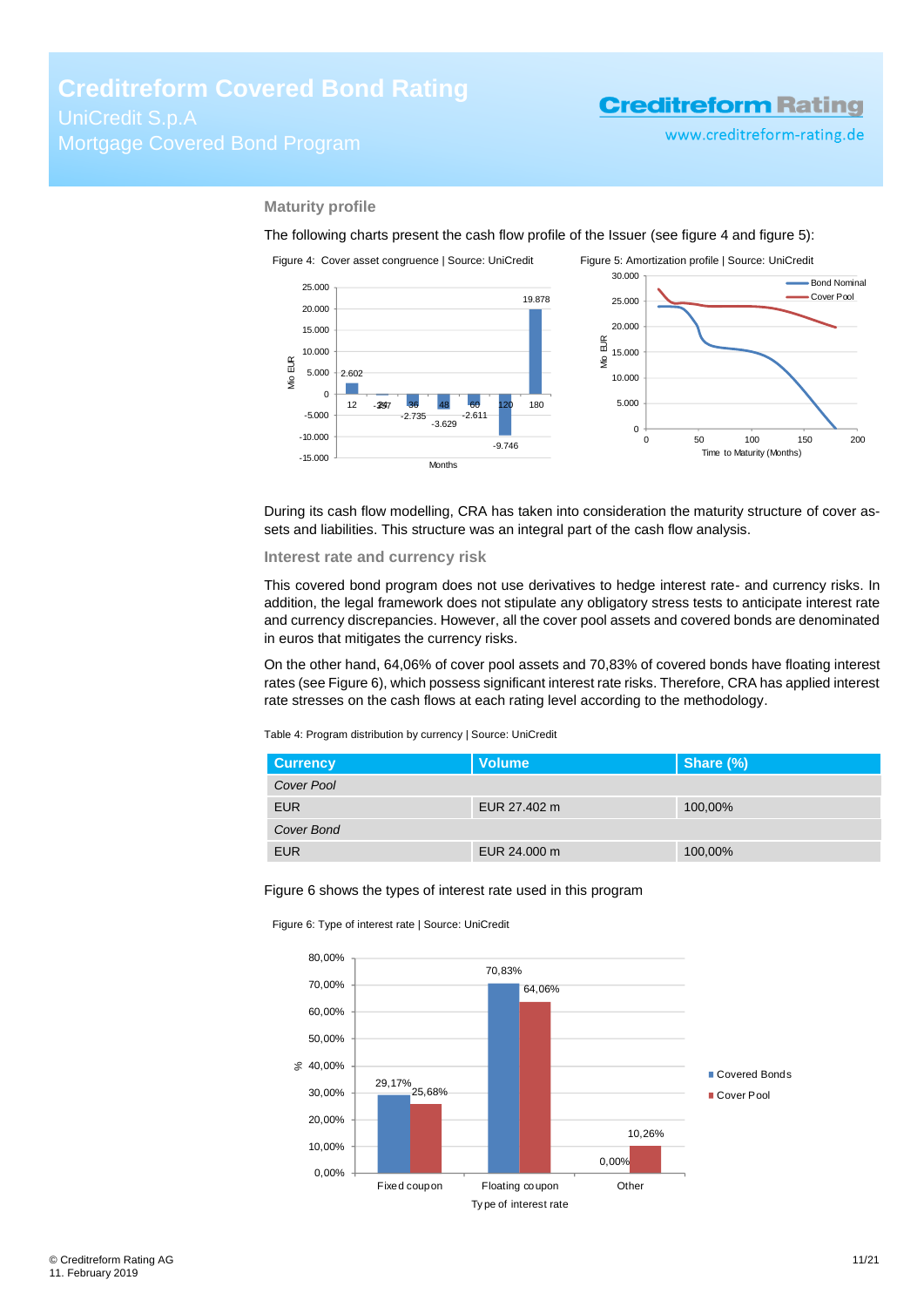## Maturity profile

The following charts present the cash flow profile of the Issuer (see figure 4 and figure 5):

Figure 4: Cover asset congruence | Source: UniCredit

Figure 5: Amortization profile | Source: UniCredit

During its cash flow modelling, CRA has taken into consideration the maturity structure of cover assets and liabilities. This structure was an integral part of the cash flow analysis.

## Interest rate and currency risk

This covered bond program does not use derivatives to hedge interest rate- and currency risks. In addition, the legal framework does not stipulate any obligatory stress tests to anticipate interest rate and currency discrepancies. However, all the cover pool assets and covered bonds are denominated in euros that mitigates the currency risks.

On the other hand, 64,06% of cover pool assets and 70,83% of covered bonds have floating interest rates (see Figure 6), which possess significant interest rate risks. Therefore, CRA has applied interest rate stresses on the cash flows at each rating level according to the methodology.

Table 4: Program distribution by currency | Source: UniCredit

| Currency | Volume | Share (%) |
|---|---|---|
| *Cover Pool* | | |
| EUR | EUR 27.402 m | 100,00% |
| *Cover Bond* | | |
| EUR | EUR 24.000 m | 100,00% |

Figure 6 shows the types of interest rate used in this program

Figure 6: Type of interest rate | Source: UniCredit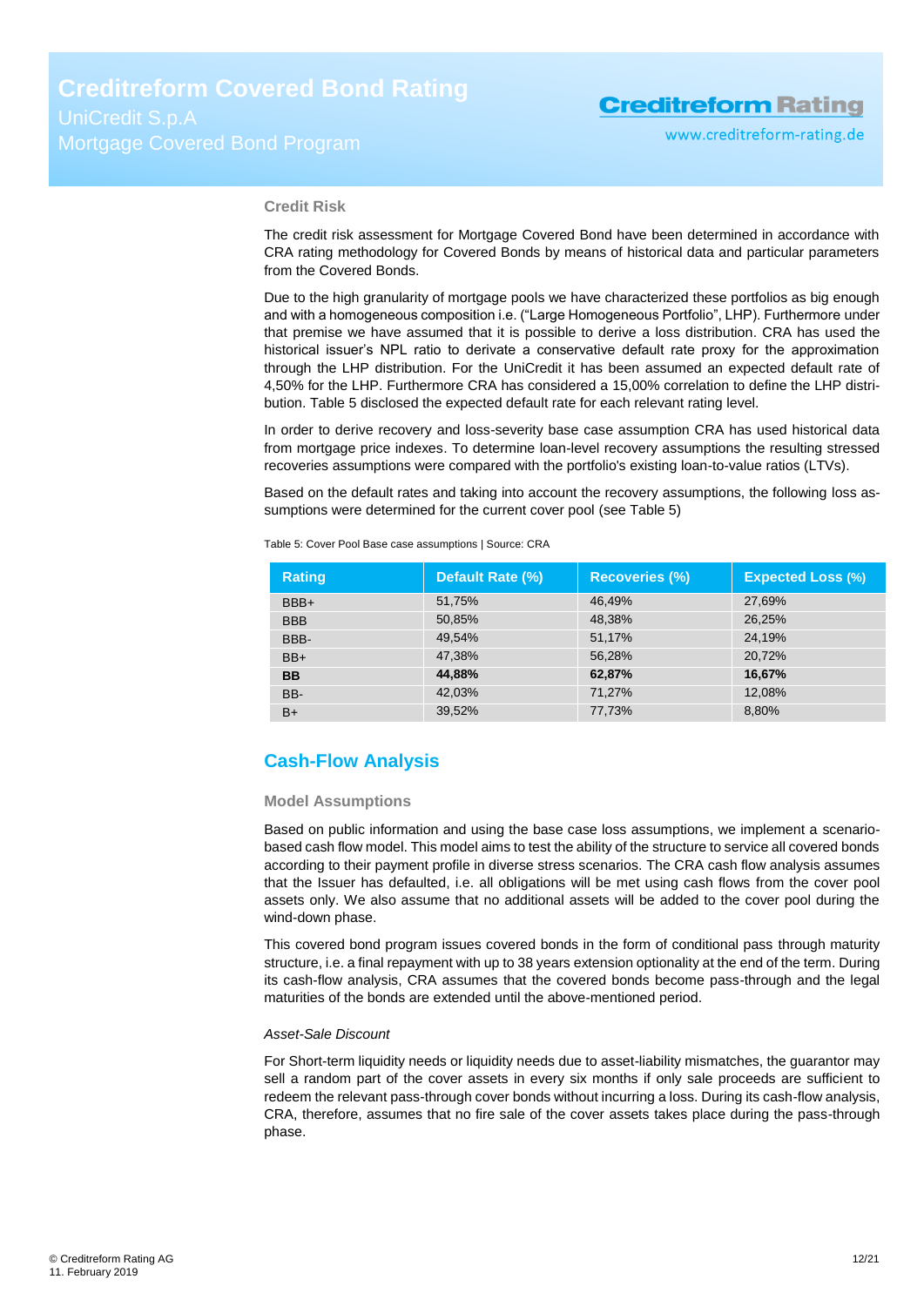### Credit Risk

The credit risk assessment for Mortgage Covered Bond have been determined in accordance with CRA rating methodology for Covered Bonds by means of historical data and particular parameters from the Covered Bonds.

Due to the high granularity of mortgage pools we have characterized these portfolios as big enough and with a homogeneous composition i.e. ("Large Homogeneous Portfolio", LHP). Furthermore under that premise we have assumed that it is possible to derive a loss distribution. CRA has used the historical issuer's NPL ratio to derivate a conservative default rate proxy for the approximation through the LHP distribution. For the UniCredit it has been assumed an expected default rate of 4,50% for the LHP. Furthermore CRA has considered a 15,00% correlation to define the LHP distribution. Table 5 disclosed the expected default rate for each relevant rating level.

In order to derive recovery and loss-severity base case assumption CRA has used historical data from mortgage price indexes. To determine loan-level recovery assumptions the resulting stressed recoveries assumptions were compared with the portfolio's existing loan-to-value ratios (LTVs).

Based on the default rates and taking into account the recovery assumptions, the following loss assumptions were determined for the current cover pool (see Table 5)

Table 5: Cover Pool Base case assumptions | Source: CRA

| Rating | Default Rate (%) | Recoveries (%) | Expected Loss (%) |
|---|---|---|---|
| BBB+ | 51,75% | 46,49% | 27,69% |
| BBB | 50,85% | 48,38% | 26,25% |
| BBB- | 49,54% | 51,17% | 24,19% |
| BB+ | 47,38% | 56,28% | 20,72% |
| **BB** | **44,88%** | **62,87%** | **16,67%** |
| BB- | 42,03% | 71,27% | 12,08% |
| B+ | 39,52% | 77,73% | 8,80% |

## Cash-Flow Analysis

### Model Assumptions

Based on public information and using the base case loss assumptions, we implement a scenario-based cash flow model. This model aims to test the ability of the structure to service all covered bonds according to their payment profile in diverse stress scenarios. The CRA cash flow analysis assumes that the Issuer has defaulted, i.e. all obligations will be met using cash flows from the cover pool assets only. We also assume that no additional assets will be added to the cover pool during the wind-down phase.

This covered bond program issues covered bonds in the form of conditional pass through maturity structure, i.e. a final repayment with up to 38 years extension optionality at the end of the term. During its cash-flow analysis, CRA assumes that the covered bonds become pass-through and the legal maturities of the bonds are extended until the above-mentioned period.

*Asset-Sale Discount*

For Short-term liquidity needs or liquidity needs due to asset-liability mismatches, the guarantor may sell a random part of the cover assets in every six months if only sale proceeds are sufficient to redeem the relevant pass-through cover bonds without incurring a loss. During its cash-flow analysis, CRA, therefore, assumes that no fire sale of the cover assets takes place during the pass-through phase.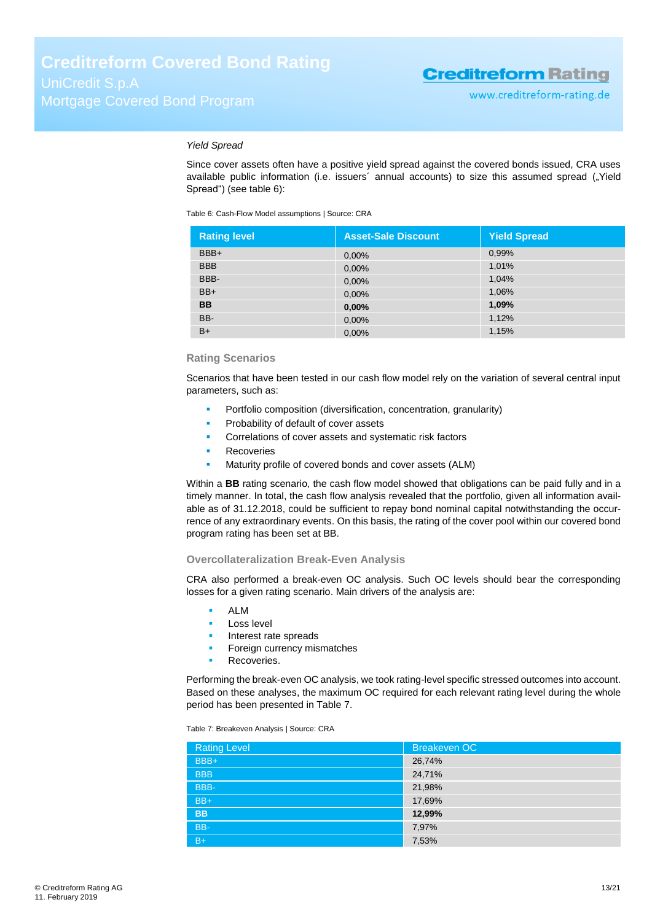*Yield Spread*

Since cover assets often have a positive yield spread against the covered bonds issued, CRA uses available public information (i.e. issuers´ annual accounts) to size this assumed spread („Yield Spread") (see table 6):

Table 6: Cash-Flow Model assumptions | Source: CRA

| Rating level | Asset-Sale Discount | Yield Spread |
|---|---|---|
| BBB+ | 0,00% | 0,99% |
| BBB | 0,00% | 1,01% |
| BBB- | 0,00% | 1,04% |
| BB+ | 0,00% | 1,06% |
| **BB** | **0,00%** | **1,09%** |
| BB- | 0,00% | 1,12% |
| B+ | 0,00% | 1,15% |

### Rating Scenarios

Scenarios that have been tested in our cash flow model rely on the variation of several central input parameters, such as:

- Portfolio composition (diversification, concentration, granularity)
- Probability of default of cover assets
- Correlations of cover assets and systematic risk factors
- Recoveries
- Maturity profile of covered bonds and cover assets (ALM)

Within a **BB** rating scenario, the cash flow model showed that obligations can be paid fully and in a timely manner. In total, the cash flow analysis revealed that the portfolio, given all information available as of 31.12.2018, could be sufficient to repay bond nominal capital notwithstanding the occurrence of any extraordinary events. On this basis, the rating of the cover pool within our covered bond program rating has been set at BB.

### Overcollateralization Break-Even Analysis

CRA also performed a break-even OC analysis. Such OC levels should bear the corresponding losses for a given rating scenario. Main drivers of the analysis are:

- ALM
- Loss level
- Interest rate spreads
- Foreign currency mismatches
- Recoveries.

Performing the break-even OC analysis, we took rating-level specific stressed outcomes into account. Based on these analyses, the maximum OC required for each relevant rating level during the whole period has been presented in Table 7.

Table 7: Breakeven Analysis | Source: CRA

| Rating Level | Breakeven OC |
|---|---|
| BBB+ | 26,74% |
| BBB | 24,71% |
| BBB- | 21,98% |
| BB+ | 17,69% |
| **BB** | **12,99%** |
| BB- | 7,97% |
| B+ | 7,53% |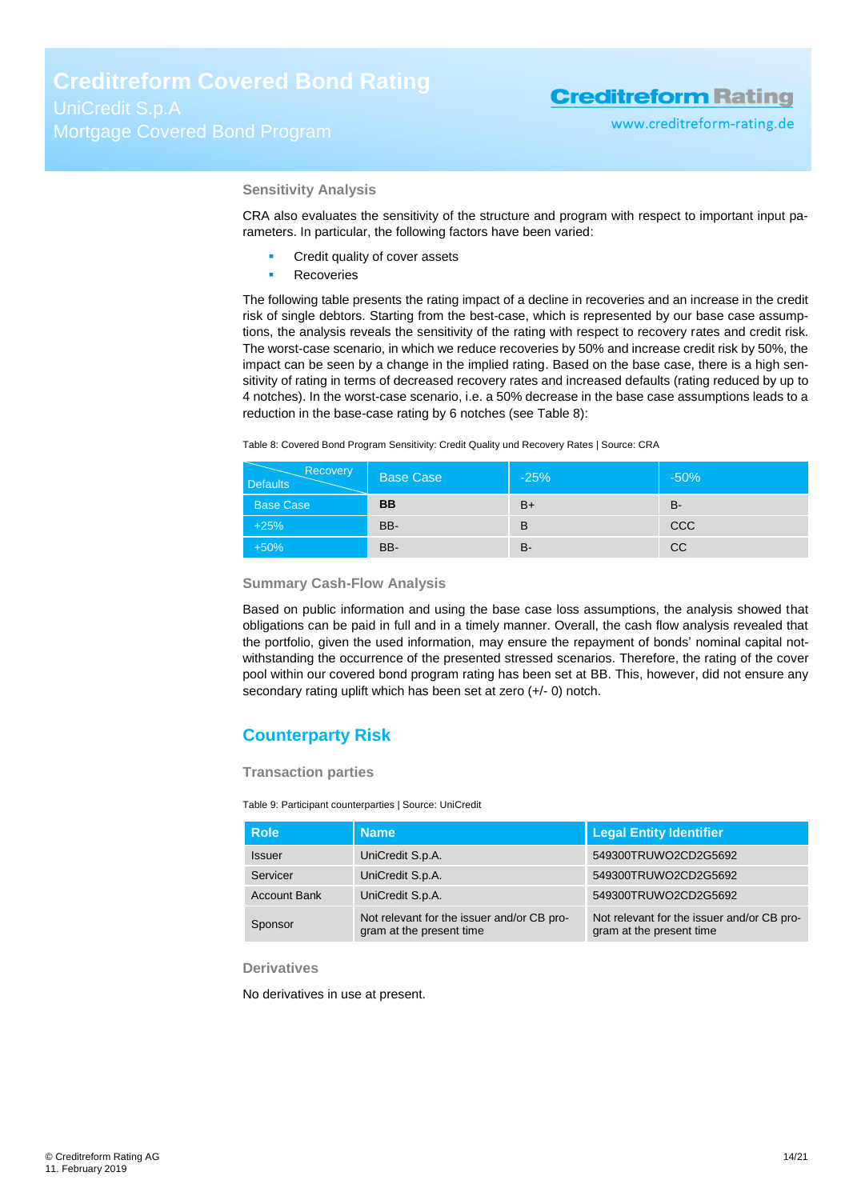### Sensitivity Analysis

CRA also evaluates the sensitivity of the structure and program with respect to important input parameters. In particular, the following factors have been varied:

- Credit quality of cover assets
- Recoveries

The following table presents the rating impact of a decline in recoveries and an increase in the credit risk of single debtors. Starting from the best-case, which is represented by our base case assumptions, the analysis reveals the sensitivity of the rating with respect to recovery rates and credit risk. The worst-case scenario, in which we reduce recoveries by 50% and increase credit risk by 50%, the impact can be seen by a change in the implied rating. Based on the base case, there is a high sensitivity of rating in terms of decreased recovery rates and increased defaults (rating reduced by up to 4 notches). In the worst-case scenario, i.e. a 50% decrease in the base case assumptions leads to a reduction in the base-case rating by 6 notches (see Table 8):

Table 8: Covered Bond Program Sensitivity: Credit Quality und Recovery Rates | Source: CRA

| Defaults \ Recovery | Base Case | -25% | -50% |
|---|---|---|---|
| Base Case | **BB** | B+ | B- |
| +25% | BB- | B | CCC |
| +50% | BB- | B- | CC |

### Summary Cash-Flow Analysis

Based on public information and using the base case loss assumptions, the analysis showed that obligations can be paid in full and in a timely manner. Overall, the cash flow analysis revealed that the portfolio, given the used information, may ensure the repayment of bonds' nominal capital notwithstanding the occurrence of the presented stressed scenarios. Therefore, the rating of the cover pool within our covered bond program rating has been set at BB. This, however, did not ensure any secondary rating uplift which has been set at zero (+/- 0) notch.

## Counterparty Risk

### Transaction parties

Table 9: Participant counterparties | Source: UniCredit

| Role | Name | Legal Entity Identifier |
|---|---|---|
| Issuer | UniCredit S.p.A. | 549300TRUWO2CD2G5692 |
| Servicer | UniCredit S.p.A. | 549300TRUWO2CD2G5692 |
| Account Bank | UniCredit S.p.A. | 549300TRUWO2CD2G5692 |
| Sponsor | Not relevant for the issuer and/or CB program at the present time | Not relevant for the issuer and/or CB program at the present time |

### Derivatives

No derivatives in use at present.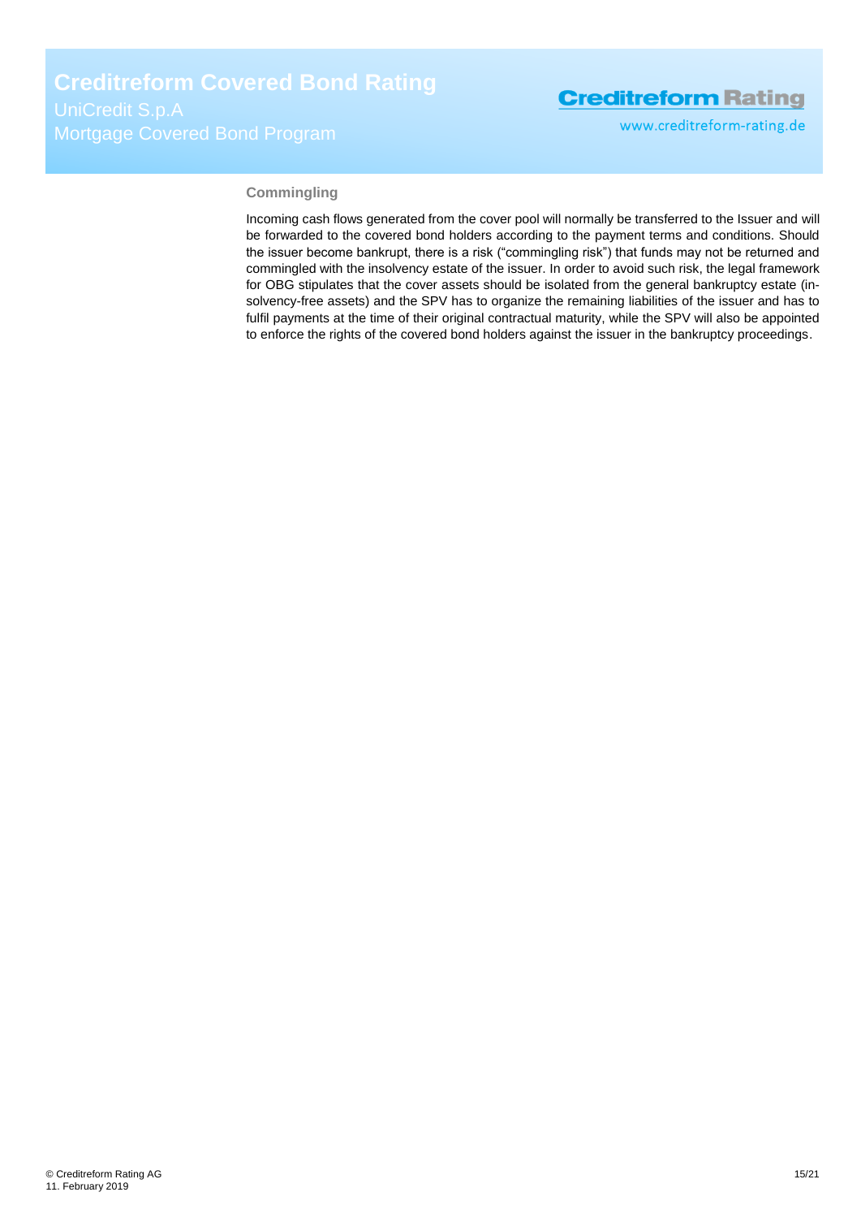### Commingling

Incoming cash flows generated from the cover pool will normally be transferred to the Issuer and will be forwarded to the covered bond holders according to the payment terms and conditions. Should the issuer become bankrupt, there is a risk ("commingling risk") that funds may not be returned and commingled with the insolvency estate of the issuer. In order to avoid such risk, the legal framework for OBG stipulates that the cover assets should be isolated from the general bankruptcy estate (insolvency-free assets) and the SPV has to organize the remaining liabilities of the issuer and has to fulfil payments at the time of their original contractual maturity, while the SPV will also be appointed to enforce the rights of the covered bond holders against the issuer in the bankruptcy proceedings.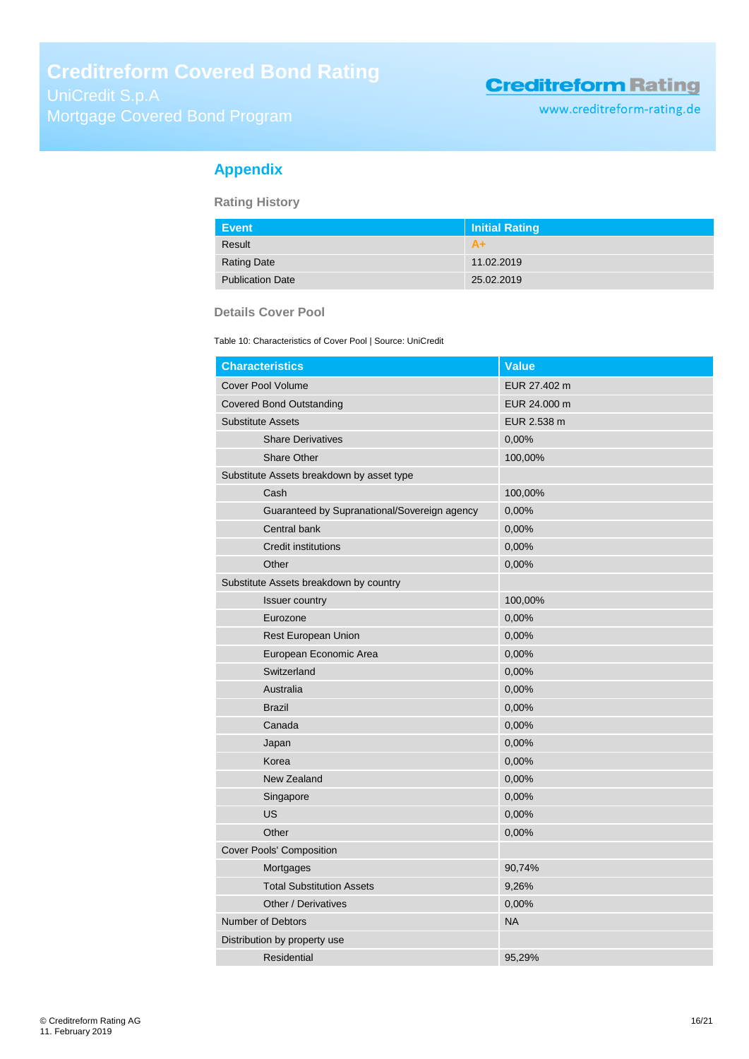## Appendix

### Rating History

| Event | Initial Rating |
| --- | --- |
| Result | A+ |
| Rating Date | 11.02.2019 |
| Publication Date | 25.02.2019 |

### Details Cover Pool

Table 10: Characteristics of Cover Pool | Source: UniCredit

| Characteristics | Value |
| --- | --- |
| Cover Pool Volume | EUR 27.402 m |
| Covered Bond Outstanding | EUR 24.000 m |
| Substitute Assets | EUR 2.538 m |
| Share Derivatives | 0,00% |
| Share Other | 100,00% |
| Substitute Assets breakdown by asset type | |
| Cash | 100,00% |
| Guaranteed by Supranational/Sovereign agency | 0,00% |
| Central bank | 0,00% |
| Credit institutions | 0,00% |
| Other | 0,00% |
| Substitute Assets breakdown by country | |
| Issuer country | 100,00% |
| Eurozone | 0,00% |
| Rest European Union | 0,00% |
| European Economic Area | 0,00% |
| Switzerland | 0,00% |
| Australia | 0,00% |
| Brazil | 0,00% |
| Canada | 0,00% |
| Japan | 0,00% |
| Korea | 0,00% |
| New Zealand | 0,00% |
| Singapore | 0,00% |
| US | 0,00% |
| Other | 0,00% |
| Cover Pools' Composition | |
| Mortgages | 90,74% |
| Total Substitution Assets | 9,26% |
| Other / Derivatives | 0,00% |
| Number of Debtors | NA |
| Distribution by property use | |
| Residential | 95,29% |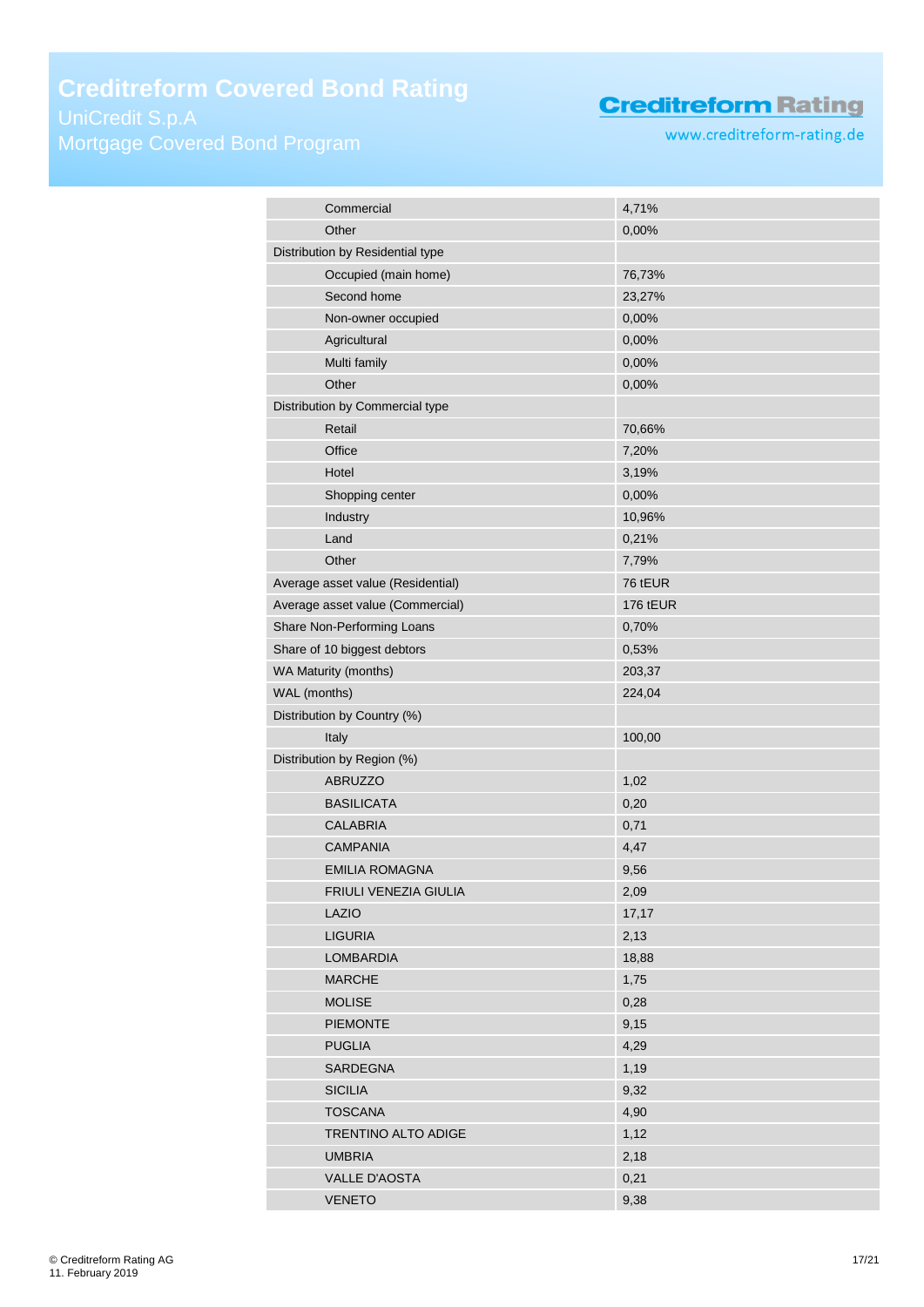| | |
|---|---|
| Commercial | 4,71% |
| Other | 0,00% |
| Distribution by Residential type | |
| Occupied (main home) | 76,73% |
| Second home | 23,27% |
| Non-owner occupied | 0,00% |
| Agricultural | 0,00% |
| Multi family | 0,00% |
| Other | 0,00% |
| Distribution by Commercial type | |
| Retail | 70,66% |
| Office | 7,20% |
| Hotel | 3,19% |
| Shopping center | 0,00% |
| Industry | 10,96% |
| Land | 0,21% |
| Other | 7,79% |
| Average asset value (Residential) | 76 tEUR |
| Average asset value (Commercial) | 176 tEUR |
| Share Non-Performing Loans | 0,70% |
| Share of 10 biggest debtors | 0,53% |
| WA Maturity (months) | 203,37 |
| WAL (months) | 224,04 |
| Distribution by Country (%) | |
| Italy | 100,00 |
| Distribution by Region (%) | |
| ABRUZZO | 1,02 |
| BASILICATA | 0,20 |
| CALABRIA | 0,71 |
| CAMPANIA | 4,47 |
| EMILIA ROMAGNA | 9,56 |
| FRIULI VENEZIA GIULIA | 2,09 |
| LAZIO | 17,17 |
| LIGURIA | 2,13 |
| LOMBARDIA | 18,88 |
| MARCHE | 1,75 |
| MOLISE | 0,28 |
| PIEMONTE | 9,15 |
| PUGLIA | 4,29 |
| SARDEGNA | 1,19 |
| SICILIA | 9,32 |
| TOSCANA | 4,90 |
| TRENTINO ALTO ADIGE | 1,12 |
| UMBRIA | 2,18 |
| VALLE D'AOSTA | 0,21 |
| VENETO | 9,38 |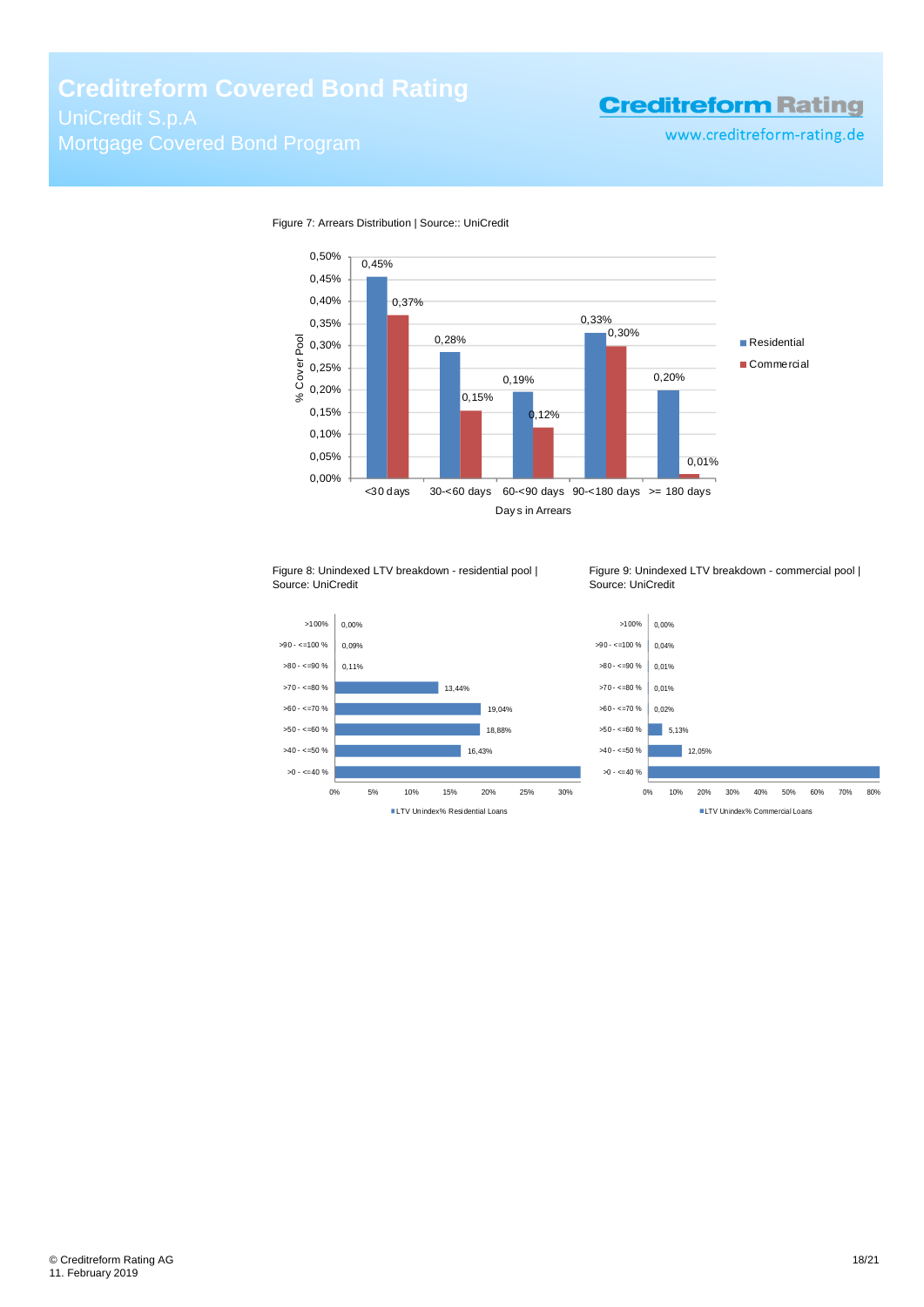Figure 7: Arrears Distribution | Source:: UniCredit

| Days in Arrears | Residential | Commercial |
|---|---|---|
| <30 days | 0,45% | 0,37% |
| 30-<60 days | 0,28% | 0,15% |
| 60-<90 days | 0,19% | 0,12% |
| 90-<180 days | 0,33% | 0,30% |
| >= 180 days | 0,20% | 0,01% |

Figure 8: Unindexed LTV breakdown - residential pool | Source: UniCredit

| LTV Unindex% Residential Loans | |
|---|---|
| >100% | 0,00% |
| >90 - <=100 % | 0,09% |
| >80 - <=90 % | 0,11% |
| >70 - <=80 % | 13,44% |
| >60 - <=70 % | 19,04% |
| >50 - <=60 % | 18,88% |
| >40 - <=50 % | 16,43% |
| >0 - <=40 % | |

Figure 9: Unindexed LTV breakdown - commercial pool | Source: UniCredit

| LTV Unindex% Commercial Loans | |
|---|---|
| >100% | 0,00% |
| >90 - <=100 % | 0,04% |
| >80 - <=90 % | 0,01% |
| >70 - <=80 % | 0,01% |
| >60 - <=70 % | 0,02% |
| >50 - <=60 % | 5,13% |
| >40 - <=50 % | 12,05% |
| >0 - <=40 % | |

© Creditreform Rating AG
11. February 2019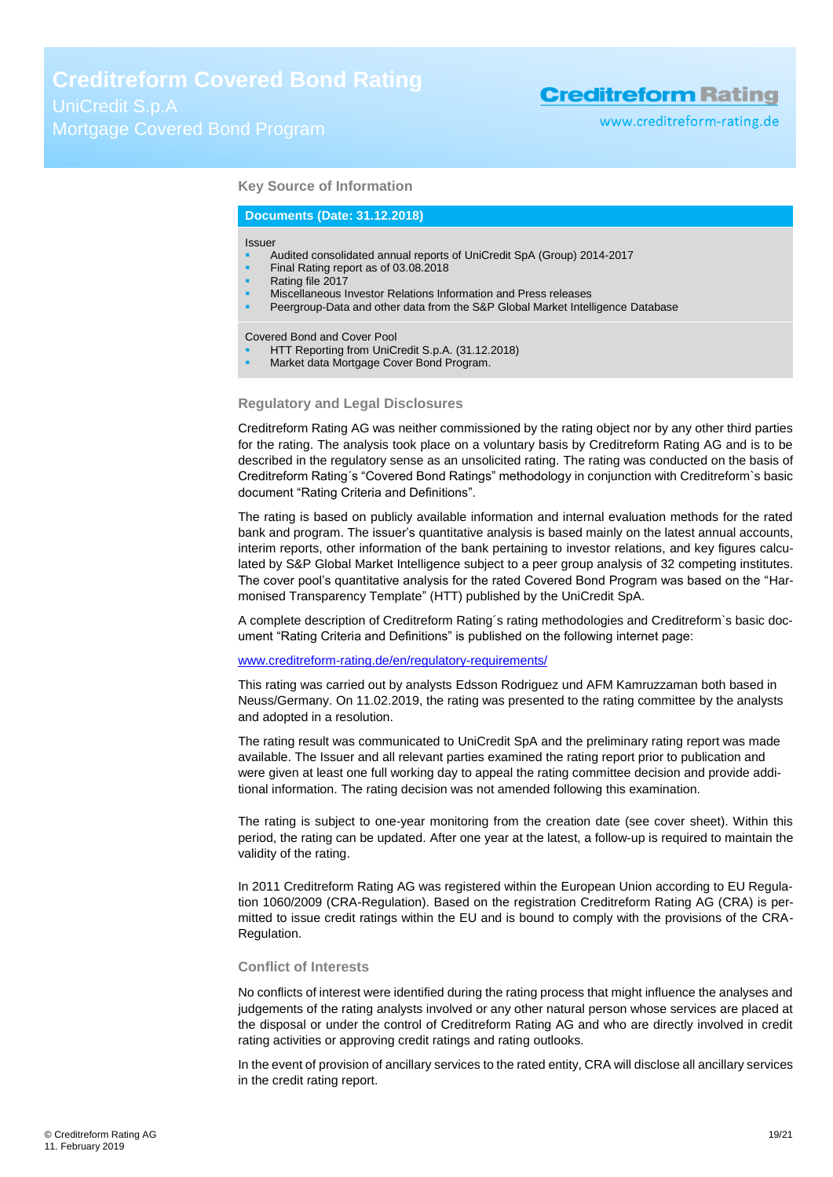### Key Source of Information

**Documents (Date: 31.12.2018)**

Issuer

- Audited consolidated annual reports of UniCredit SpA (Group) 2014-2017
- Final Rating report as of 03.08.2018
- Rating file 2017
- Miscellaneous Investor Relations Information and Press releases
- Peergroup-Data and other data from the S&P Global Market Intelligence Database

Covered Bond and Cover Pool

- HTT Reporting from UniCredit S.p.A. (31.12.2018)
- Market data Mortgage Cover Bond Program.

### Regulatory and Legal Disclosures

Creditreform Rating AG was neither commissioned by the rating object nor by any other third parties for the rating. The analysis took place on a voluntary basis by Creditreform Rating AG and is to be described in the regulatory sense as an unsolicited rating. The rating was conducted on the basis of Creditreform Rating´s "Covered Bond Ratings" methodology in conjunction with Creditreform`s basic document "Rating Criteria and Definitions".

The rating is based on publicly available information and internal evaluation methods for the rated bank and program. The issuer's quantitative analysis is based mainly on the latest annual accounts, interim reports, other information of the bank pertaining to investor relations, and key figures calculated by S&P Global Market Intelligence subject to a peer group analysis of 32 competing institutes. The cover pool's quantitative analysis for the rated Covered Bond Program was based on the "Harmonised Transparency Template" (HTT) published by the UniCredit SpA.

A complete description of Creditreform Rating´s rating methodologies and Creditreform`s basic document "Rating Criteria and Definitions" is published on the following internet page:

www.creditreform-rating.de/en/regulatory-requirements/

This rating was carried out by analysts Edsson Rodriguez und AFM Kamruzzaman both based in Neuss/Germany. On 11.02.2019, the rating was presented to the rating committee by the analysts and adopted in a resolution.

The rating result was communicated to UniCredit SpA and the preliminary rating report was made available. The Issuer and all relevant parties examined the rating report prior to publication and were given at least one full working day to appeal the rating committee decision and provide additional information. The rating decision was not amended following this examination.

The rating is subject to one-year monitoring from the creation date (see cover sheet). Within this period, the rating can be updated. After one year at the latest, a follow-up is required to maintain the validity of the rating.

In 2011 Creditreform Rating AG was registered within the European Union according to EU Regulation 1060/2009 (CRA-Regulation). Based on the registration Creditreform Rating AG (CRA) is permitted to issue credit ratings within the EU and is bound to comply with the provisions of the CRA-Regulation.

### Conflict of Interests

No conflicts of interest were identified during the rating process that might influence the analyses and judgements of the rating analysts involved or any other natural person whose services are placed at the disposal or under the control of Creditreform Rating AG and who are directly involved in credit rating activities or approving credit ratings and rating outlooks.

In the event of provision of ancillary services to the rated entity, CRA will disclose all ancillary services in the credit rating report.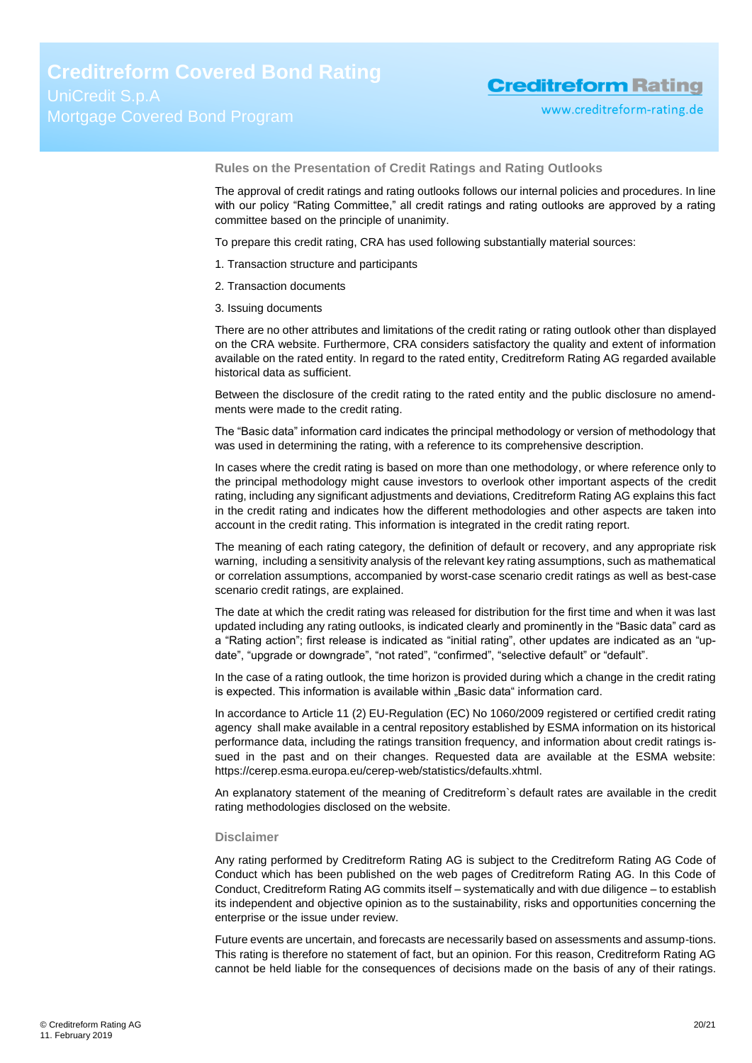## Rules on the Presentation of Credit Ratings and Rating Outlooks

The approval of credit ratings and rating outlooks follows our internal policies and procedures. In line with our policy "Rating Committee," all credit ratings and rating outlooks are approved by a rating committee based on the principle of unanimity.

To prepare this credit rating, CRA has used following substantially material sources:

1. Transaction structure and participants
2. Transaction documents
3. Issuing documents

There are no other attributes and limitations of the credit rating or rating outlook other than displayed on the CRA website. Furthermore, CRA considers satisfactory the quality and extent of information available on the rated entity. In regard to the rated entity, Creditreform Rating AG regarded available historical data as sufficient.

Between the disclosure of the credit rating to the rated entity and the public disclosure no amendments were made to the credit rating.

The "Basic data" information card indicates the principal methodology or version of methodology that was used in determining the rating, with a reference to its comprehensive description.

In cases where the credit rating is based on more than one methodology, or where reference only to the principal methodology might cause investors to overlook other important aspects of the credit rating, including any significant adjustments and deviations, Creditreform Rating AG explains this fact in the credit rating and indicates how the different methodologies and other aspects are taken into account in the credit rating. This information is integrated in the credit rating report.

The meaning of each rating category, the definition of default or recovery, and any appropriate risk warning, including a sensitivity analysis of the relevant key rating assumptions, such as mathematical or correlation assumptions, accompanied by worst-case scenario credit ratings as well as best-case scenario credit ratings, are explained.

The date at which the credit rating was released for distribution for the first time and when it was last updated including any rating outlooks, is indicated clearly and prominently in the "Basic data" card as a "Rating action"; first release is indicated as "initial rating", other updates are indicated as an "update", "upgrade or downgrade", "not rated", "confirmed", "selective default" or "default".

In the case of a rating outlook, the time horizon is provided during which a change in the credit rating is expected. This information is available within „Basic data" information card.

In accordance to Article 11 (2) EU-Regulation (EC) No 1060/2009 registered or certified credit rating agency shall make available in a central repository established by ESMA information on its historical performance data, including the ratings transition frequency, and information about credit ratings issued in the past and on their changes. Requested data are available at the ESMA website: https://cerep.esma.europa.eu/cerep-web/statistics/defaults.xhtml.

An explanatory statement of the meaning of Creditreform`s default rates are available in the credit rating methodologies disclosed on the website.

## Disclaimer

Any rating performed by Creditreform Rating AG is subject to the Creditreform Rating AG Code of Conduct which has been published on the web pages of Creditreform Rating AG. In this Code of Conduct, Creditreform Rating AG commits itself – systematically and with due diligence – to establish its independent and objective opinion as to the sustainability, risks and opportunities concerning the enterprise or the issue under review.

Future events are uncertain, and forecasts are necessarily based on assessments and assump-tions. This rating is therefore no statement of fact, but an opinion. For this reason, Creditreform Rating AG cannot be held liable for the consequences of decisions made on the basis of any of their ratings.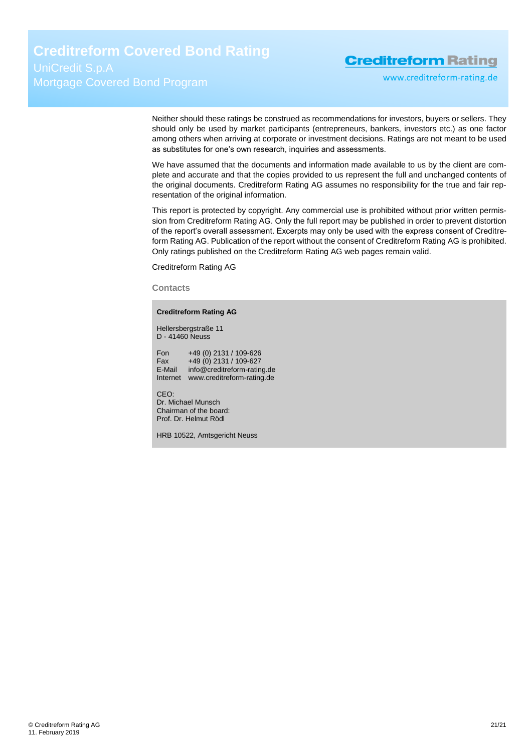Neither should these ratings be construed as recommendations for investors, buyers or sellers. They should only be used by market participants (entrepreneurs, bankers, investors etc.) as one factor among others when arriving at corporate or investment decisions. Ratings are not meant to be used as substitutes for one's own research, inquiries and assessments.

We have assumed that the documents and information made available to us by the client are complete and accurate and that the copies provided to us represent the full and unchanged contents of the original documents. Creditreform Rating AG assumes no responsibility for the true and fair representation of the original information.

This report is protected by copyright. Any commercial use is prohibited without prior written permission from Creditreform Rating AG. Only the full report may be published in order to prevent distortion of the report's overall assessment. Excerpts may only be used with the express consent of Creditreform Rating AG. Publication of the report without the consent of Creditreform Rating AG is prohibited. Only ratings published on the Creditreform Rating AG web pages remain valid.

Creditreform Rating AG

## Contacts

**Creditreform Rating AG**

Hellersbergstraße 11
D - 41460 Neuss

Fon +49 (0) 2131 / 109-626
Fax +49 (0) 2131 / 109-627
E-Mail info@creditreform-rating.de
Internet www.creditreform-rating.de

CEO:
Dr. Michael Munsch
Chairman of the board:
Prof. Dr. Helmut Rödl

HRB 10522, Amtsgericht Neuss